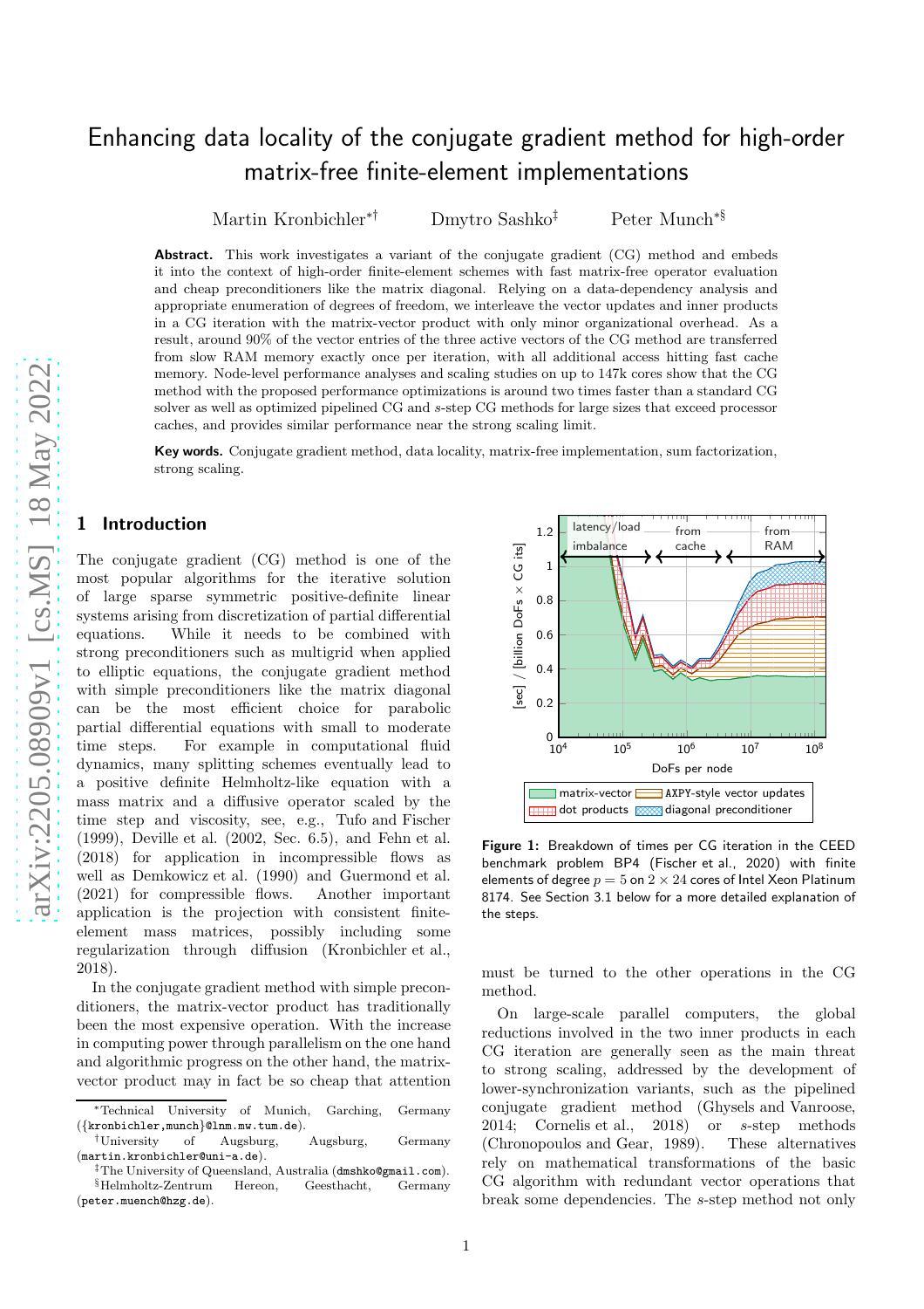# Enhancing data locality of the conjugate gradient method for high-order matrix-free finite-element implementations

Martin Kronbichler[*†] Dmytro Sashko[‡] Peter Munch[*§]

**Abstract.** This work investigates a variant of the conjugate gradient (CG) method and embeds it into the context of high-order finite-element schemes with fast matrix-free operator evaluation and cheap preconditioners like the matrix diagonal. Relying on a data-dependency analysis and appropriate enumeration of degrees of freedom, we interleave the vector updates and inner products in a CG iteration with the matrix-vector product with only minor organizational overhead. As a result, around 90% of the vector entries of the three active vectors of the CG method are transferred from slow RAM memory exactly once per iteration, with all additional access hitting fast cache memory. Node-level performance analyses and scaling studies on up to 147k cores show that the CG method with the proposed performance optimizations is around two times faster than a standard CG solver as well as optimized pipelined CG and *s*-step CG methods for large sizes that exceed processor caches, and provides similar performance near the strong scaling limit.

**Key words.** Conjugate gradient method, data locality, matrix-free implementation, sum factorization, strong scaling.

## 1 Introduction

The conjugate gradient (CG) method is one of the most popular algorithms for the iterative solution of large sparse symmetric positive-definite linear systems arising from discretization of partial differential equations. While it needs to be combined with strong preconditioners such as multigrid when applied to elliptic equations, the conjugate gradient method with simple preconditioners like the matrix diagonal can be the most efficient choice for parabolic partial differential equations with small to moderate time steps. For example in computational fluid dynamics, many splitting schemes eventually lead to a positive definite Helmholtz-like equation with a mass matrix and a diffusive operator scaled by the time step and viscosity, see, e.g., Tufo and Fischer (1999), Deville et al. (2002, Sec. 6.5), and Fehn et al. (2018) for application in incompressible flows as well as Demkowicz et al. (1990) and Guermond et al. (2021) for compressible flows. Another important application is the projection with consistent finite-element mass matrices, possibly including some regularization through diffusion (Kronbichler et al., 2018).

In the conjugate gradient method with simple preconditioners, the matrix-vector product has traditionally been the most expensive operation. With the increase in computing power through parallelism on the one hand and algorithmic progress on the other hand, the matrix-vector product may in fact be so cheap that attention must be turned to the other operations in the CG method.

**Figure 1:** Breakdown of times per CG iteration in the CEED benchmark problem BP4 (Fischer et al., 2020) with finite elements of degree $p = 5$ on $2 \times 24$ cores of Intel Xeon Platinum 8174. See Section 3.1 below for a more detailed explanation of the steps.

On large-scale parallel computers, the global reductions involved in the two inner products in each CG iteration are generally seen as the main threat to strong scaling, addressed by the development of lower-synchronization variants, such as the pipelined conjugate gradient method (Ghysels and Vanroose, 2014; Cornelis et al., 2018) or *s*-step methods (Chronopoulos and Gear, 1989). These alternatives rely on mathematical transformations of the basic CG algorithm with redundant vector operations that break some dependencies. The *s*-step method not only

[*]Technical University of Munich, Garching, Germany ({kronbichler,munch}@lnm.mw.tum.de).

[†]University of Augsburg, Augsburg, Germany (martin.kronbichler@uni-a.de).

[‡]The University of Queensland, Australia (dmshko@gmail.com).

[§]Helmholtz-Zentrum Hereon, Geesthacht, Germany (peter.muench@hzg.de).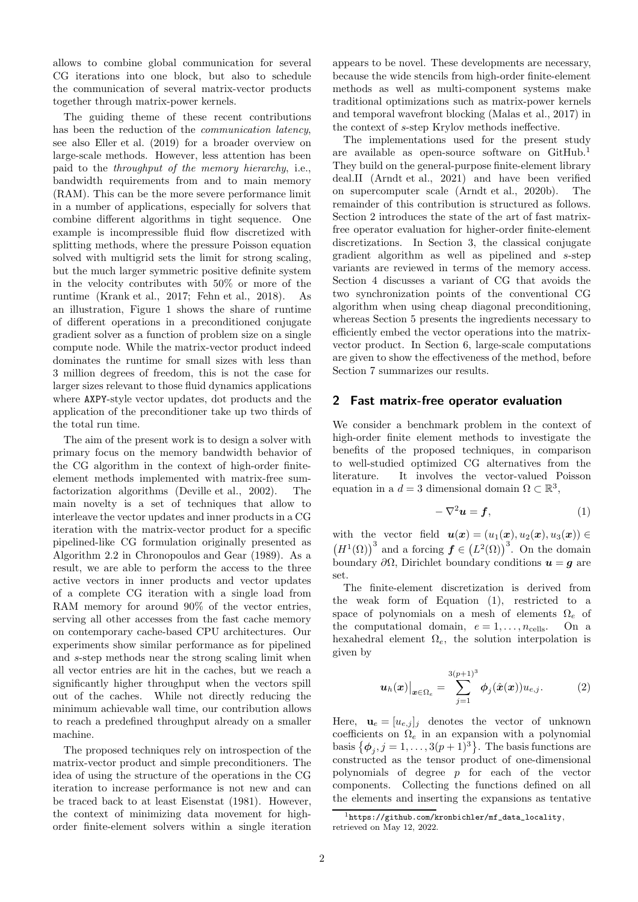allows to combine global communication for several CG iterations into one block, but also to schedule the communication of several matrix-vector products together through matrix-power kernels.

The guiding theme of these recent contributions has been the reduction of the *communication latency*, see also Eller et al. (2019) for a broader overview on large-scale methods. However, less attention has been paid to the *throughput of the memory hierarchy*, i.e., bandwidth requirements from and to main memory (RAM). This can be the more severe performance limit in a number of applications, especially for solvers that combine different algorithms in tight sequence. One example is incompressible fluid flow discretized with splitting methods, where the pressure Poisson equation solved with multigrid sets the limit for strong scaling, but the much larger symmetric positive definite system in the velocity contributes with 50% or more of the runtime (Krank et al., 2017; Fehn et al., 2018). As an illustration, Figure 1 shows the share of runtime of different operations in a preconditioned conjugate gradient solver as a function of problem size on a single compute node. While the matrix-vector product indeed dominates the runtime for small sizes with less than 3 million degrees of freedom, this is not the case for larger sizes relevant to those fluid dynamics applications where `AXPY`-style vector updates, dot products and the application of the preconditioner take up two thirds of the total run time.

The aim of the present work is to design a solver with primary focus on the memory bandwidth behavior of the CG algorithm in the context of high-order finite-element methods implemented with matrix-free sum-factorization algorithms (Deville et al., 2002). The main novelty is a set of techniques that allow to interleave the vector updates and inner products in a CG iteration with the matrix-vector product for a specific pipelined-like CG formulation originally presented as Algorithm 2.2 in Chronopoulos and Gear (1989). As a result, we are able to perform the access to the three active vectors in inner products and vector updates of a complete CG iteration with a single load from RAM memory for around 90% of the vector entries, serving all other accesses from the fast cache memory on contemporary cache-based CPU architectures. Our experiments show similar performance as for pipelined and $s$-step methods near the strong scaling limit when all vector entries are hit in the caches, but we reach a significantly higher throughput when the vectors spill out of the caches. While not directly reducing the minimum achievable wall time, our contribution allows to reach a predefined throughput already on a smaller machine.

The proposed techniques rely on introspection of the matrix-vector product and simple preconditioners. The idea of using the structure of the operations in the CG iteration to increase performance is not new and can be traced back to at least Eisenstat (1981). However, the context of minimizing data movement for high-order finite-element solvers within a single iteration appears to be novel. These developments are necessary, because the wide stencils from high-order finite-element methods as well as multi-component systems make traditional optimizations such as matrix-power kernels and temporal wavefront blocking (Malas et al., 2017) in the context of $s$-step Krylov methods ineffective.

The implementations used for the present study are available as open-source software on GitHub.[1] They build on the general-purpose finite-element library deal.II (Arndt et al., 2021) and have been verified on supercomputer scale (Arndt et al., 2020b). The remainder of this contribution is structured as follows. Section 2 introduces the state of the art of fast matrix-free operator evaluation for higher-order finite-element discretizations. In Section 3, the classical conjugate gradient algorithm as well as pipelined and $s$-step variants are reviewed in terms of the memory access. Section 4 discusses a variant of CG that avoids the two synchronization points of the conventional CG algorithm when using cheap diagonal preconditioning, whereas Section 5 presents the ingredients necessary to efficiently embed the vector operations into the matrix-vector product. In Section 6, large-scale computations are given to show the effectiveness of the method, before Section 7 summarizes our results.

## 2 Fast matrix-free operator evaluation

We consider a benchmark problem in the context of high-order finite element methods to investigate the benefits of the proposed techniques, in comparison to well-studied optimized CG alternatives from the literature. It involves the vector-valued Poisson equation in a $d = 3$ dimensional domain $\Omega \subset \mathbb{R}^3$,

$$-\nabla^2 \boldsymbol{u} = \boldsymbol{f}, \tag{1}$$

with the vector field $\boldsymbol{u}(\boldsymbol{x}) = (u_1(\boldsymbol{x}), u_2(\boldsymbol{x}), u_3(\boldsymbol{x})) \in \left(H^1(\Omega)\right)^3$ and a forcing $\boldsymbol{f} \in \left(L^2(\Omega)\right)^3$. On the domain boundary $\partial\Omega$, Dirichlet boundary conditions $\boldsymbol{u} = \boldsymbol{g}$ are set.

The finite-element discretization is derived from the weak form of Equation (1), restricted to a space of polynomials on a mesh of elements $\Omega_e$ of the computational domain, $e = 1, \ldots, n_{\text{cells}}$. On a hexahedral element $\Omega_e$, the solution interpolation is given by

$$\boldsymbol{u}_h(\boldsymbol{x})\big|_{\boldsymbol{x}\in\Omega_e} = \sum_{j=1}^{3(p+1)^3} \boldsymbol{\phi}_j(\hat{\boldsymbol{x}}(\boldsymbol{x})) u_{e,j}. \tag{2}$$

Here, $\mathbf{u}_e = [u_{e,j}]_j$ denotes the vector of unknown coefficients on $\Omega_e$ in an expansion with a polynomial basis $\{\boldsymbol{\phi}_j, j = 1, \ldots, 3(p+1)^3\}$. The basis functions are constructed as the tensor product of one-dimensional polynomials of degree $p$ for each of the vector components. Collecting the functions defined on all the elements and inserting the expansions as tentative

[1] https://github.com/kronbichler/mf_data_locality, retrieved on May 12, 2022.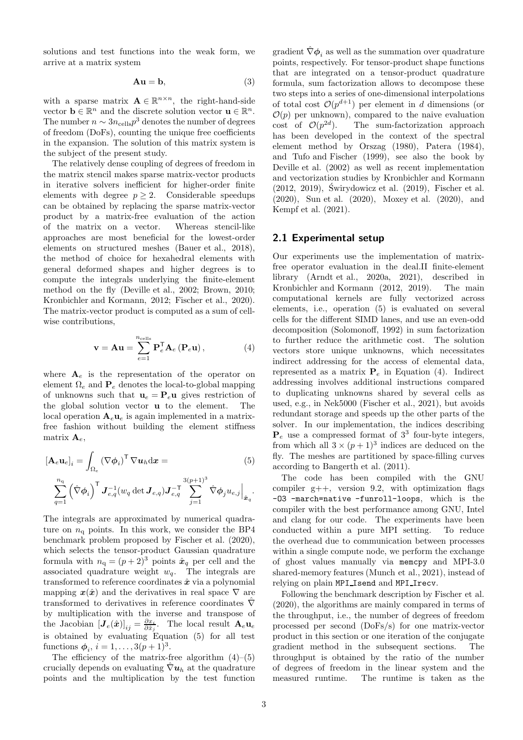solutions and test functions into the weak form, we arrive at a matrix system

$$\mathbf{A}\mathbf{u} = \mathbf{b}, \tag{3}$$

with a sparse matrix $\mathbf{A} \in \mathbb{R}^{n\times n}$, the right-hand-side vector $\mathbf{b} \in \mathbb{R}^n$ and the discrete solution vector $\mathbf{u} \in \mathbb{R}^n$. The number $n \sim 3n_{\text{cells}}p^3$ denotes the number of degrees of freedom (DoFs), counting the unique free coefficients in the expansion. The solution of this matrix system is the subject of the present study.

The relatively dense coupling of degrees of freedom in the matrix stencil makes sparse matrix-vector products in iterative solvers inefficient for higher-order finite elements with degree $p \geq 2$. Considerable speedups can be obtained by replacing the sparse matrix-vector product by a matrix-free evaluation of the action of the matrix on a vector. Whereas stencil-like approaches are most beneficial for the lowest-order elements on structured meshes (Bauer et al., 2018), the method of choice for hexahedral elements with general deformed shapes and higher degrees is to compute the integrals underlying the finite-element method on the fly (Deville et al., 2002; Brown, 2010; Kronbichler and Kormann, 2012; Fischer et al., 2020). The matrix-vector product is computed as a sum of cell-wise contributions,

$$\mathbf{v} = \mathbf{A}\mathbf{u} = \sum_{e=1}^{n_{\text{cells}}} \mathbf{P}_e^{\mathsf{T}} \mathbf{A}_e \left(\mathbf{P}_e \mathbf{u}\right), \tag{4}$$

where $\mathbf{A}_e$ is the representation of the operator on element $\Omega_e$ and $\mathbf{P}_e$ denotes the local-to-global mapping of unknowns such that $\mathbf{u}_e = \mathbf{P}_e\mathbf{u}$ gives restriction of the global solution vector $\mathbf{u}$ to the element. The local operation $\mathbf{A}_e\mathbf{u}_e$ is again implemented in a matrix-free fashion without building the element stiffness matrix $\mathbf{A}_e$,

$$[\mathbf{A}_e\mathbf{u}_e]_i = \int_{\Omega_e} (\nabla \boldsymbol{\phi}_i)^{\mathsf{T}} \nabla \boldsymbol{u}_h \mathrm{d}\boldsymbol{x} = \tag{5}$$

$$\sum_{q=1}^{n_{\text{q}}} \left(\hat{\nabla}\boldsymbol{\phi}_i\right)^{\mathsf{T}} \boldsymbol{J}_{e,q}^{-1}(w_q \det \boldsymbol{J}_{e,q}) \boldsymbol{J}_{e,q}^{-\mathsf{T}} \sum_{j=1}^{3(p+1)^3} \hat{\nabla}\boldsymbol{\phi}_j u_{e,j}\Big|_{\hat{\boldsymbol{x}}_q}.$$

The integrals are approximated by numerical quadrature on $n_{\text{q}}$ points. In this work, we consider the BP4 benchmark problem proposed by Fischer et al. (2020), which selects the tensor-product Gaussian quadrature formula with $n_{\text{q}} = (p+2)^3$ points $\hat{\boldsymbol{x}}_q$ per cell and the associated quadrature weight $w_q$. The integrals are transformed to reference coordinates $\hat{\boldsymbol{x}}$ via a polynomial mapping $\boldsymbol{x}(\hat{\boldsymbol{x}})$ and the derivatives in real space $\nabla$ are transformed to derivatives in reference coordinates $\hat{\nabla}$ by multiplication with the inverse and transpose of the Jacobian $[\boldsymbol{J}_e(\hat{\boldsymbol{x}})]_{ij} = \frac{\partial x_i}{\partial \hat{x}_j}$. The local result $\mathbf{A}_e\mathbf{u}_e$ is obtained by evaluating Equation (5) for all test functions $\boldsymbol{\phi}_i$, $i = 1, \ldots, 3(p+1)^3$.

The efficiency of the matrix-free algorithm (4)–(5) crucially depends on evaluating $\hat{\nabla}\boldsymbol{u}_h$ at the quadrature points and the multiplication by the test function gradient $\hat{\nabla}\boldsymbol{\phi}_i$ as well as the summation over quadrature points, respectively. For tensor-product shape functions that are integrated on a tensor-product quadrature formula, sum factorization allows to decompose these two steps into a series of one-dimensional interpolations of total cost $\mathcal{O}(p^{d+1})$ per element in $d$ dimensions (or $\mathcal{O}(p)$ per unknown), compared to the naive evaluation cost of $\mathcal{O}(p^{2d})$. The sum-factorization approach has been developed in the context of the spectral element method by Orszag (1980), Patera (1984), and Tufo and Fischer (1999), see also the book by Deville et al. (2002) as well as recent implementation and vectorization studies by Kronbichler and Kormann (2012, 2019), Świrydowicz et al. (2019), Fischer et al. (2020), Sun et al. (2020), Moxey et al. (2020), and Kempf et al. (2021).

## 2.1 Experimental setup

Our experiments use the implementation of matrix-free operator evaluation in the deal.II finite-element library (Arndt et al., 2020a, 2021), described in Kronbichler and Kormann (2012, 2019). The main computational kernels are fully vectorized across elements, i.e., operation (5) is evaluated on several cells for the different SIMD lanes, and use an even-odd decomposition (Solomonoff, 1992) in sum factorization to further reduce the arithmetic cost. The solution vectors store unique unknowns, which necessitates indirect addressing for the access of elemental data, represented as a matrix $\mathbf{P}_e$ in Equation (4). Indirect addressing involves additional instructions compared to duplicating unknowns shared by several cells as used, e.g., in Nek5000 (Fischer et al., 2021), but avoids redundant storage and speeds up the other parts of the solver. In our implementation, the indices describing $\mathbf{P}_e$ use a compressed format of $3^3$ four-byte integers, from which all $3 \times (p+1)^3$ indices are deduced on the fly. The meshes are partitioned by space-filling curves according to Bangerth et al. (2011).

The code has been compiled with the GNU compiler g++, version 9.2, with optimization flags `-O3 -march=native -funroll-loops`, which is the compiler with the best performance among GNU, Intel and clang for our code. The experiments have been conducted within a pure MPI setting. To reduce the overhead due to communication between processes within a single compute node, we perform the exchange of ghost values manually via `memcpy` and MPI-3.0 shared-memory features (Munch et al., 2021), instead of relying on plain `MPI_Isend` and `MPI_Irecv`.

Following the benchmark description by Fischer et al. (2020), the algorithms are mainly compared in terms of the throughput, i.e., the number of degrees of freedom processed per second (DoFs/s) for one matrix-vector product in this section or one iteration of the conjugate gradient method in the subsequent sections. The throughput is obtained by the ratio of the number of degrees of freedom in the linear system and the measured runtime. The runtime is taken as the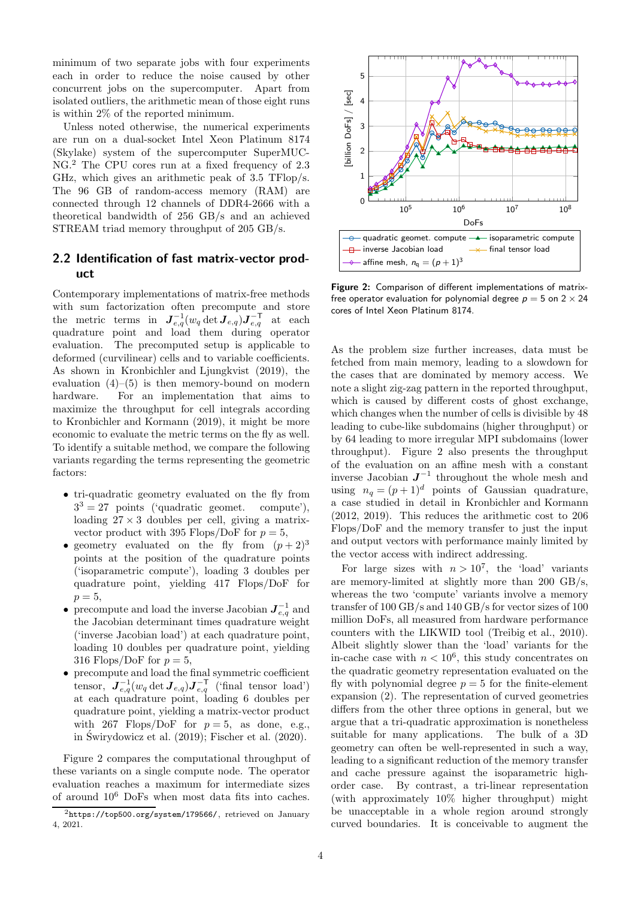minimum of two separate jobs with four experiments each in order to reduce the noise caused by other concurrent jobs on the supercomputer. Apart from isolated outliers, the arithmetic mean of those eight runs is within 2% of the reported minimum.

Unless noted otherwise, the numerical experiments are run on a dual-socket Intel Xeon Platinum 8174 (Skylake) system of the supercomputer SuperMUC-NG.[2] The CPU cores run at a fixed frequency of 2.3 GHz, which gives an arithmetic peak of 3.5 TFlop/s. The 96 GB of random-access memory (RAM) are connected through 12 channels of DDR4-2666 with a theoretical bandwidth of 256 GB/s and an achieved STREAM triad memory throughput of 205 GB/s.

## 2.2 Identification of fast matrix-vector product

Contemporary implementations of matrix-free methods with sum factorization often precompute and store the metric terms in $\boldsymbol{J}_{e,q}^{-1}(w_q \det \boldsymbol{J}_{e,q})\boldsymbol{J}_{e,q}^{-\mathsf{T}}$ at each quadrature point and load them during operator evaluation. The precomputed setup is applicable to deformed (curvilinear) cells and to variable coefficients. As shown in Kronbichler and Ljungkvist (2019), the evaluation (4)–(5) is then memory-bound on modern hardware. For an implementation that aims to maximize the throughput for cell integrals according to Kronbichler and Kormann (2019), it might be more economic to evaluate the metric terms on the fly as well. To identify a suitable method, we compare the following variants regarding the terms representing the geometric factors:

- tri-quadratic geometry evaluated on the fly from $3^3 = 27$ points ('quadratic geomet. compute'), loading $27 \times 3$ doubles per cell, giving a matrix-vector product with 395 Flops/DoF for $p = 5$,
- geometry evaluated on the fly from $(p+2)^3$ points at the position of the quadrature points ('isoparametric compute'), loading 3 doubles per quadrature point, yielding 417 Flops/DoF for $p = 5$,
- precompute and load the inverse Jacobian $\boldsymbol{J}_{e,q}^{-1}$ and the Jacobian determinant times quadrature weight ('inverse Jacobian load') at each quadrature point, loading 10 doubles per quadrature point, yielding 316 Flops/DoF for $p = 5$,
- precompute and load the final symmetric coefficient tensor, $\boldsymbol{J}_{e,q}^{-1}(w_q \det \boldsymbol{J}_{e,q})\boldsymbol{J}_{e,q}^{-\mathsf{T}}$ ('final tensor load') at each quadrature point, loading 6 doubles per quadrature point, yielding a matrix-vector product with 267 Flops/DoF for $p = 5$, as done, e.g., in Świrydowicz et al. (2019); Fischer et al. (2020).

Figure 2 compares the computational throughput of these variants on a single compute node. The operator evaluation reaches a maximum for intermediate sizes of around $10^6$ DoFs when most data fits into caches.

[2] `https://top500.org/system/179566/`, retrieved on January 4, 2021.

Figure 2: Comparison of different implementations of matrix-free operator evaluation for polynomial degree $p = 5$ on $2 \times 24$ cores of Intel Xeon Platinum 8174.

As the problem size further increases, data must be fetched from main memory, leading to a slowdown for the cases that are dominated by memory access. We note a slight zig-zag pattern in the reported throughput, which is caused by different costs of ghost exchange, which changes when the number of cells is divisible by 48 leading to cube-like subdomains (higher throughput) or by 64 leading to more irregular MPI subdomains (lower throughput). Figure 2 also presents the throughput of the evaluation on an affine mesh with a constant inverse Jacobian $\boldsymbol{J}^{-1}$ throughout the whole mesh and using $n_q = (p+1)^d$ points of Gaussian quadrature, a case studied in detail in Kronbichler and Kormann (2012, 2019). This reduces the arithmetic cost to 206 Flops/DoF and the memory transfer to just the input and output vectors with performance mainly limited by the vector access with indirect addressing.

For large sizes with $n > 10^7$, the 'load' variants are memory-limited at slightly more than 200 GB/s, whereas the two 'compute' variants involve a memory transfer of 100 GB/s and 140 GB/s for vector sizes of 100 million DoFs, all measured from hardware performance counters with the LIKWID tool (Treibig et al., 2010). Albeit slightly slower than the 'load' variants for the in-cache case with $n < 10^6$, this study concentrates on the quadratic geometry representation evaluated on the fly with polynomial degree $p = 5$ for the finite-element expansion (2). The representation of curved geometries differs from the other three options in general, but we argue that a tri-quadratic approximation is nonetheless suitable for many applications. The bulk of a 3D geometry can often be well-represented in such a way, leading to a significant reduction of the memory transfer and cache pressure against the isoparametric high-order case. By contrast, a tri-linear representation (with approximately 10% higher throughput) might be unacceptable in a whole region around strongly curved boundaries. It is conceivable to augment the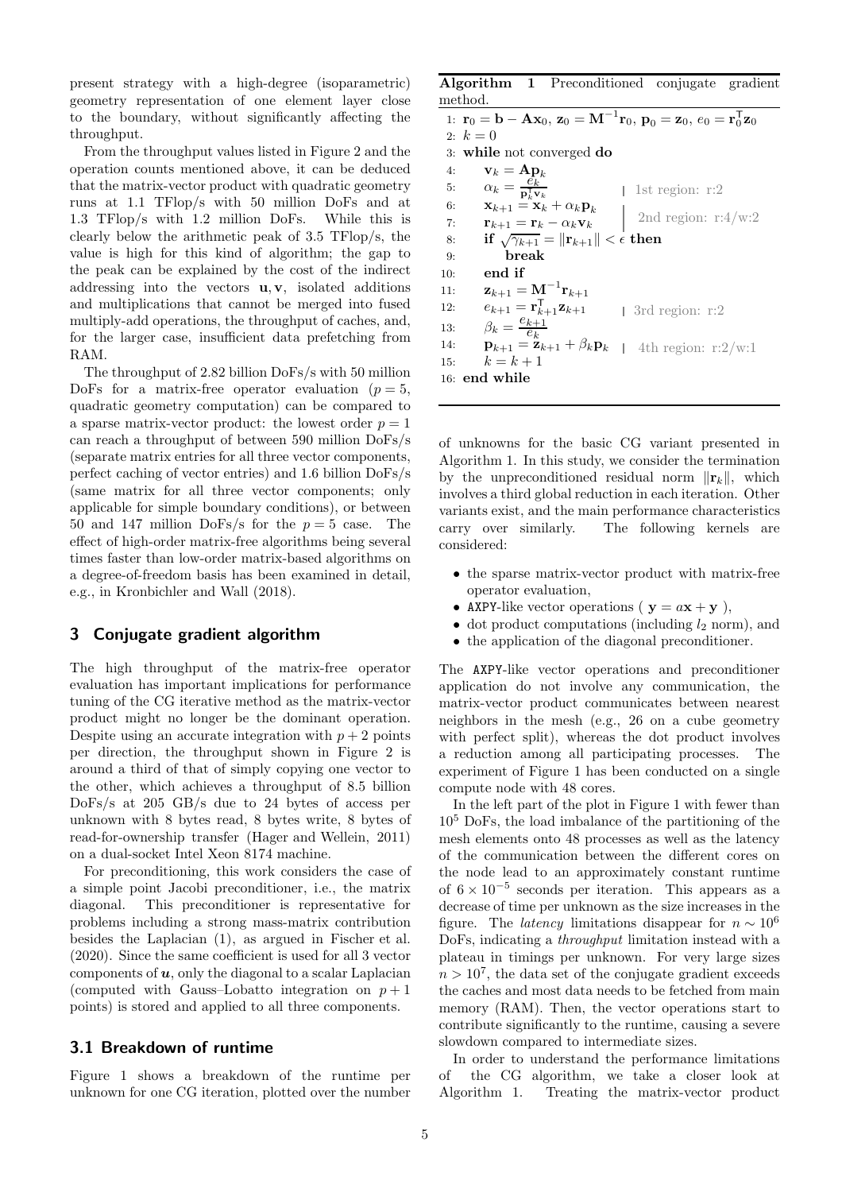present strategy with a high-degree (isoparametric) geometry representation of one element layer close to the boundary, without significantly affecting the throughput.

From the throughput values listed in Figure 2 and the operation counts mentioned above, it can be deduced that the matrix-vector product with quadratic geometry runs at 1.1 TFlop/s with 50 million DoFs and at 1.3 TFlop/s with 1.2 million DoFs. While this is clearly below the arithmetic peak of 3.5 TFlop/s, the value is high for this kind of algorithm; the gap to the peak can be explained by the cost of the indirect addressing into the vectors $\mathbf{u}, \mathbf{v}$, isolated additions and multiplications that cannot be merged into fused multiply-add operations, the throughput of caches, and, for the larger case, insufficient data prefetching from RAM.

The throughput of 2.82 billion DoFs/s with 50 million DoFs for a matrix-free operator evaluation ($p = 5$, quadratic geometry computation) can be compared to a sparse matrix-vector product: the lowest order $p = 1$ can reach a throughput of between 590 million DoFs/s (separate matrix entries for all three vector components, perfect caching of vector entries) and 1.6 billion DoFs/s (same matrix for all three vector components; only applicable for simple boundary conditions), or between 50 and 147 million DoFs/s for the $p = 5$ case. The effect of high-order matrix-free algorithms being several times faster than low-order matrix-based algorithms on a degree-of-freedom basis has been examined in detail, e.g., in Kronbichler and Wall (2018).

## 3 Conjugate gradient algorithm

The high throughput of the matrix-free operator evaluation has important implications for performance tuning of the CG iterative method as the matrix-vector product might no longer be the dominant operation. Despite using an accurate integration with $p+2$ points per direction, the throughput shown in Figure 2 is around a third of that of simply copying one vector to the other, which achieves a throughput of 8.5 billion DoFs/s at 205 GB/s due to 24 bytes of access per unknown with 8 bytes read, 8 bytes write, 8 bytes of read-for-ownership transfer (Hager and Wellein, 2011) on a dual-socket Intel Xeon 8174 machine.

For preconditioning, this work considers the case of a simple point Jacobi preconditioner, i.e., the matrix diagonal. This preconditioner is representative for problems including a strong mass-matrix contribution besides the Laplacian (1), as argued in Fischer et al. (2020). Since the same coefficient is used for all 3 vector components of $\boldsymbol{u}$, only the diagonal to a scalar Laplacian (computed with Gauss–Lobatto integration on $p+1$ points) is stored and applied to all three components.

### 3.1 Breakdown of runtime

Figure 1 shows a breakdown of the runtime per unknown for one CG iteration, plotted over the number of unknowns for the basic CG variant presented in Algorithm 1. In this study, we consider the termination by the unpreconditioned residual norm $\|\mathbf{r}_k\|$, which involves a third global reduction in each iteration. Other variants exist, and the main performance characteristics carry over similarly. The following kernels are considered:

**Algorithm 1** Preconditioned conjugate gradient method.

```
1:  r_0 = b − A x_0,  z_0 = M^{-1} r_0,  p_0 = z_0,  e_0 = r_0^T z_0
2:  k = 0
3:  while not converged do
4:      v_k = A p_k
5:      α_k = e_k / (p_k^T v_k)                    | 1st region: r:2
6:      x_{k+1} = x_k + α_k p_k                    | 2nd region: r:4/w:2
7:      r_{k+1} = r_k − α_k v_k                    |
8:      if sqrt(γ_{k+1}) = ||r_{k+1}|| < ε then
9:          break
10:     end if
11:     z_{k+1} = M^{-1} r_{k+1}
12:     e_{k+1} = r_{k+1}^T z_{k+1}                | 3rd region: r:2
13:     β_k = e_{k+1} / e_k
14:     p_{k+1} = z_{k+1} + β_k p_k                | 4th region: r:2/w:1
15:     k = k + 1
16: end while
```

- the sparse matrix-vector product with matrix-free operator evaluation,
- AXPY-like vector operations ( $\mathbf{y} = a\mathbf{x} + \mathbf{y}$ ),
- dot product computations (including $l_2$ norm), and
- the application of the diagonal preconditioner.

The AXPY-like vector operations and preconditioner application do not involve any communication, the matrix-vector product communicates between nearest neighbors in the mesh (e.g., 26 on a cube geometry with perfect split), whereas the dot product involves a reduction among all participating processes. The experiment of Figure 1 has been conducted on a single compute node with 48 cores.

In the left part of the plot in Figure 1 with fewer than $10^5$ DoFs, the load imbalance of the partitioning of the mesh elements onto 48 processes as well as the latency of the communication between the different cores on the node lead to an approximately constant runtime of $6 \times 10^{-5}$ seconds per iteration. This appears as a decrease of time per unknown as the size increases in the figure. The *latency* limitations disappear for $n \sim 10^6$ DoFs, indicating a *throughput* limitation instead with a plateau in timings per unknown. For very large sizes $n > 10^7$, the data set of the conjugate gradient exceeds the caches and most data needs to be fetched from main memory (RAM). Then, the vector operations start to contribute significantly to the runtime, causing a severe slowdown compared to intermediate sizes.

In order to understand the performance limitations of the CG algorithm, we take a closer look at Algorithm 1. Treating the matrix-vector product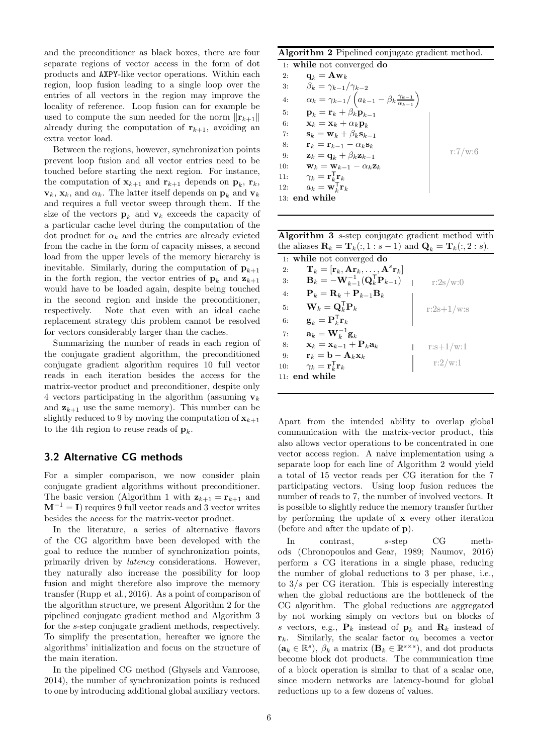and the preconditioner as black boxes, there are four separate regions of vector access in the form of dot products and AXPY-like vector operations. Within each region, loop fusion leading to a single loop over the entries of all vectors in the region may improve the locality of reference. Loop fusion can for example be used to compute the sum needed for the norm $\|\mathbf{r}_{k+1}\|$ already during the computation of $\mathbf{r}_{k+1}$, avoiding an extra vector load.

Between the regions, however, synchronization points prevent loop fusion and all vector entries need to be touched before starting the next region. For instance, the computation of $\mathbf{x}_{k+1}$ and $\mathbf{r}_{k+1}$ depends on $\mathbf{p}_k$, $\mathbf{r}_k$, $\mathbf{v}_k$, $\mathbf{x}_k$, and $\alpha_k$. The latter itself depends on $\mathbf{p}_k$ and $\mathbf{v}_k$ and requires a full vector sweep through them. If the size of the vectors $\mathbf{p}_k$ and $\mathbf{v}_k$ exceeds the capacity of a particular cache level during the computation of the dot product for $\alpha_k$ and the entries are already evicted from the cache in the form of capacity misses, a second load from the upper levels of the memory hierarchy is inevitable. Similarly, during the computation of $\mathbf{p}_{k+1}$ in the forth region, the vector entries of $\mathbf{p}_k$ and $\mathbf{z}_{k+1}$ would have to be loaded again, despite being touched in the second region and inside the preconditioner, respectively. Note that even with an ideal cache replacement strategy this problem cannot be resolved for vectors considerably larger than the caches.

Summarizing the number of reads in each region of the conjugate gradient algorithm, the preconditioned conjugate gradient algorithm requires 10 full vector reads in each iteration besides the access for the matrix-vector product and preconditioner, despite only 4 vectors participating in the algorithm (assuming $\mathbf{v}_k$ and $\mathbf{z}_{k+1}$ use the same memory). This number can be slightly reduced to 9 by moving the computation of $\mathbf{x}_{k+1}$ to the 4th region to reuse reads of $\mathbf{p}_k$.

## 3.2 Alternative CG methods

For a simpler comparison, we now consider plain conjugate gradient algorithms without preconditioner. The basic version (Algorithm 1 with $\mathbf{z}_{k+1} = \mathbf{r}_{k+1}$ and $\mathbf{M}^{-1} = \mathbf{I}$) requires 9 full vector reads and 3 vector writes besides the access for the matrix-vector product.

In the literature, a series of alternative flavors of the CG algorithm have been developed with the goal to reduce the number of synchronization points, primarily driven by *latency* considerations. However, they naturally also increase the possibility for loop fusion and might therefore also improve the memory transfer (Rupp et al., 2016). As a point of comparison of the algorithm structure, we present Algorithm 2 for the pipelined conjugate gradient method and Algorithm 3 for the s-step conjugate gradient methods, respectively. To simplify the presentation, hereafter we ignore the algorithms' initialization and focus on the structure of the main iteration.

In the pipelined CG method (Ghysels and Vanroose, 2014), the number of synchronization points is reduced to one by introducing additional global auxiliary vectors.

**Algorithm 2** Pipelined conjugate gradient method.

1: **while** not converged **do**
2: $\quad \mathbf{q}_k = \mathbf{A}\mathbf{w}_k$
3: $\quad \beta_k = \gamma_{k-1}/\gamma_{k-2}$
4: $\quad \alpha_k = \gamma_{k-1}/\left(a_{k-1} - \beta_k \frac{\gamma_{k-1}}{\alpha_{k-1}}\right)$
5: $\quad \mathbf{p}_k = \mathbf{r}_k + \beta_k \mathbf{p}_{k-1}$
6: $\quad \mathbf{x}_k = \mathbf{x}_k + \alpha_k \mathbf{p}_k$
7: $\quad \mathbf{s}_k = \mathbf{w}_k + \beta_k \mathbf{s}_{k-1}$
8: $\quad \mathbf{r}_k = \mathbf{r}_{k-1} - \alpha_k \mathbf{s}_k$
9: $\quad \mathbf{z}_k = \mathbf{q}_k + \beta_k \mathbf{z}_{k-1}$
10: $\quad \mathbf{w}_k = \mathbf{w}_{k-1} - \alpha_k \mathbf{z}_k$
11: $\quad \gamma_k = \mathbf{r}_k^\mathsf{T} \mathbf{r}_k$
12: $\quad a_k = \mathbf{w}_k^\mathsf{T} \mathbf{r}_k$
13: **end while**

(lines 5–12: r:7/w:6)

**Algorithm 3** s-step conjugate gradient method with the aliases $\mathbf{R}_k = \mathbf{T}_k(:, 1 : s-1)$ and $\mathbf{Q}_k = \mathbf{T}_k(:, 2 : s)$.

1: **while** not converged **do**
2: $\quad \mathbf{T}_k = [\mathbf{r}_k, \mathbf{A}\mathbf{r}_k, \ldots, \mathbf{A}^s \mathbf{r}_k]$
3: $\quad \mathbf{B}_k = -\mathbf{W}_{k-1}^{-1}(\mathbf{Q}_k^\mathsf{T} \mathbf{P}_{k-1})$ — r:2s/w:0
4: $\quad \mathbf{P}_k = \mathbf{R}_k + \mathbf{P}_{k-1}\mathbf{B}_k$
5: $\quad \mathbf{W}_k = \mathbf{Q}_k^\mathsf{T} \mathbf{P}_k$
6: $\quad \mathbf{g}_k = \mathbf{P}_k^\mathsf{T} \mathbf{r}_k$
7: $\quad \mathbf{a}_k = \mathbf{W}_k^{-1} \mathbf{g}_k$
8: $\quad \mathbf{x}_k = \mathbf{x}_{k-1} + \mathbf{P}_k \mathbf{a}_k$ — r:s+1/w:1
9: $\quad \mathbf{r}_k = \mathbf{b} - \mathbf{A}_k \mathbf{x}_k$
10: $\quad \gamma_k = \mathbf{r}_k^\mathsf{T} \mathbf{r}_k$
11: **end while**

(lines 4–6: r:2s+1/w:s; lines 9–10: r:2/w:1)

Apart from the intended ability to overlap global communication with the matrix-vector product, this also allows vector operations to be concentrated in one vector access region. A naive implementation using a separate loop for each line of Algorithm 2 would yield a total of 15 vector reads per CG iteration for the 7 participating vectors. Using loop fusion reduces the number of reads to 7, the number of involved vectors. It is possible to slightly reduce the memory transfer further by performing the update of $\mathbf{x}$ every other iteration (before and after the update of $\mathbf{p}$).

In contrast, s-step CG methods (Chronopoulos and Gear, 1989; Naumov, 2016) perform s CG iterations in a single phase, reducing the number of global reductions to 3 per phase, i.e., to $3/s$ per CG iteration. This is especially interesting when the global reductions are the bottleneck of the CG algorithm. The global reductions are aggregated by not working simply on vectors but on blocks of s vectors, e.g., $\mathbf{P}_k$ instead of $\mathbf{p}_k$ and $\mathbf{R}_k$ instead of $\mathbf{r}_k$. Similarly, the scalar factor $\alpha_k$ becomes a vector ($\mathbf{a}_k \in \mathbb{R}^s$), $\beta_k$ a matrix ($\mathbf{B}_k \in \mathbb{R}^{s \times s}$), and dot products become block dot products. The communication time of a block operation is similar to that of a scalar one, since modern networks are latency-bound for global reductions up to a few dozens of values.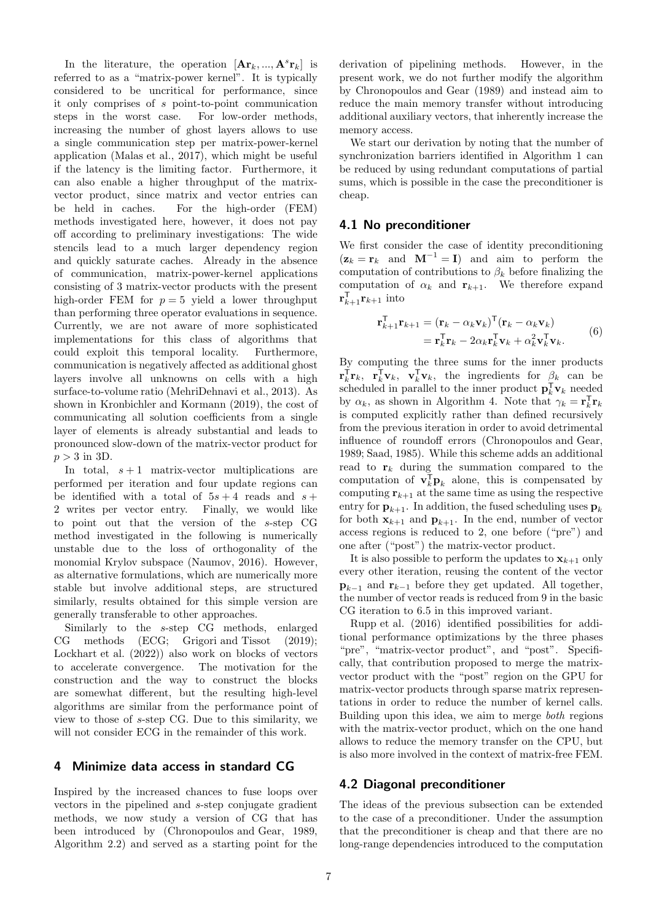In the literature, the operation $[\mathbf{A}\mathbf{r}_k, ..., \mathbf{A}^s\mathbf{r}_k]$ is referred to as a "matrix-power kernel". It is typically considered to be uncritical for performance, since it only comprises of $s$ point-to-point communication steps in the worst case. For low-order methods, increasing the number of ghost layers allows to use a single communication step per matrix-power-kernel application (Malas et al., 2017), which might be useful if the latency is the limiting factor. Furthermore, it can also enable a higher throughput of the matrix-vector product, since matrix and vector entries can be held in caches. For the high-order (FEM) methods investigated here, however, it does not pay off according to preliminary investigations: The wide stencils lead to a much larger dependency region and quickly saturate caches. Already in the absence of communication, matrix-power-kernel applications consisting of 3 matrix-vector products with the present high-order FEM for $p = 5$ yield a lower throughput than performing three operator evaluations in sequence. Currently, we are not aware of more sophisticated implementations for this class of algorithms that could exploit this temporal locality. Furthermore, communication is negatively affected as additional ghost layers involve all unknowns on cells with a high surface-to-volume ratio (MehriDehnavi et al., 2013). As shown in Kronbichler and Kormann (2019), the cost of communicating all solution coefficients from a single layer of elements is already substantial and leads to pronounced slow-down of the matrix-vector product for $p > 3$ in 3D.

In total, $s + 1$ matrix-vector multiplications are performed per iteration and four update regions can be identified with a total of $5s + 4$ reads and $s + 2$ writes per vector entry. Finally, we would like to point out that the version of the $s$-step CG method investigated in the following is numerically unstable due to the loss of orthogonality of the monomial Krylov subspace (Naumov, 2016). However, as alternative formulations, which are numerically more stable but involve additional steps, are structured similarly, results obtained for this simple version are generally transferable to other approaches.

Similarly to the $s$-step CG methods, enlarged CG methods (ECG; Grigori and Tissot (2019); Lockhart et al. (2022)) also work on blocks of vectors to accelerate convergence. The motivation for the construction and the way to construct the blocks are somewhat different, but the resulting high-level algorithms are similar from the performance point of view to those of $s$-step CG. Due to this similarity, we will not consider ECG in the remainder of this work.

## 4 Minimize data access in standard CG

Inspired by the increased chances to fuse loops over vectors in the pipelined and $s$-step conjugate gradient methods, we now study a version of CG that has been introduced by (Chronopoulos and Gear, 1989, Algorithm 2.2) and served as a starting point for the derivation of pipelining methods. However, in the present work, we do not further modify the algorithm by Chronopoulos and Gear (1989) and instead aim to reduce the main memory transfer without introducing additional auxiliary vectors, that inherently increase the memory access.

We start our derivation by noting that the number of synchronization barriers identified in Algorithm 1 can be reduced by using redundant computations of partial sums, which is possible in the case the preconditioner is cheap.

### 4.1 No preconditioner

We first consider the case of identity preconditioning ($\mathbf{z}_k = \mathbf{r}_k$ and $\mathbf{M}^{-1} = \mathbf{I}$) and aim to perform the computation of contributions to $\beta_k$ before finalizing the computation of $\alpha_k$ and $\mathbf{r}_{k+1}$. We therefore expand $\mathbf{r}_{k+1}^\mathsf{T}\mathbf{r}_{k+1}$ into

$$\begin{aligned}\mathbf{r}_{k+1}^\mathsf{T}\mathbf{r}_{k+1} &= (\mathbf{r}_k - \alpha_k\mathbf{v}_k)^\mathsf{T}(\mathbf{r}_k - \alpha_k\mathbf{v}_k)\\ &= \mathbf{r}_k^\mathsf{T}\mathbf{r}_k - 2\alpha_k\mathbf{r}_k^\mathsf{T}\mathbf{v}_k + \alpha_k^2\mathbf{v}_k^\mathsf{T}\mathbf{v}_k.\end{aligned} \tag{6}$$

By computing the three sums for the inner products $\mathbf{r}_k^\mathsf{T}\mathbf{r}_k$, $\mathbf{r}_k^\mathsf{T}\mathbf{v}_k$, $\mathbf{v}_k^\mathsf{T}\mathbf{v}_k$, the ingredients for $\beta_k$ can be scheduled in parallel to the inner product $\mathbf{p}_k^\mathsf{T}\mathbf{v}_k$ needed by $\alpha_k$, as shown in Algorithm 4. Note that $\gamma_k = \mathbf{r}_k^\mathsf{T}\mathbf{r}_k$ is computed explicitly rather than defined recursively from the previous iteration in order to avoid detrimental influence of roundoff errors (Chronopoulos and Gear, 1989; Saad, 1985). While this scheme adds an additional read to $\mathbf{r}_k$ during the summation compared to the computation of $\mathbf{v}_k^\mathsf{T}\mathbf{p}_k$ alone, this is compensated by computing $\mathbf{r}_{k+1}$ at the same time as using the respective entry for $\mathbf{p}_{k+1}$. In addition, the fused scheduling uses $\mathbf{p}_k$ for both $\mathbf{x}_{k+1}$ and $\mathbf{p}_{k+1}$. In the end, number of vector access regions is reduced to 2, one before ("pre") and one after ("post") the matrix-vector product.

It is also possible to perform the updates to $\mathbf{x}_{k+1}$ only every other iteration, reusing the content of the vector $\mathbf{p}_{k-1}$ and $\mathbf{r}_{k-1}$ before they get updated. All together, the number of vector reads is reduced from 9 in the basic CG iteration to 6.5 in this improved variant.

Rupp et al. (2016) identified possibilities for additional performance optimizations by the three phases "pre", "matrix-vector product", and "post". Specifically, that contribution proposed to merge the matrix-vector product with the "post" region on the GPU for matrix-vector products through sparse matrix representations in order to reduce the number of kernel calls. Building upon this idea, we aim to merge *both* regions with the matrix-vector product, which on the one hand allows to reduce the memory transfer on the CPU, but is also more involved in the context of matrix-free FEM.

### 4.2 Diagonal preconditioner

The ideas of the previous subsection can be extended to the case of a preconditioner. Under the assumption that the preconditioner is cheap and that there are no long-range dependencies introduced to the computation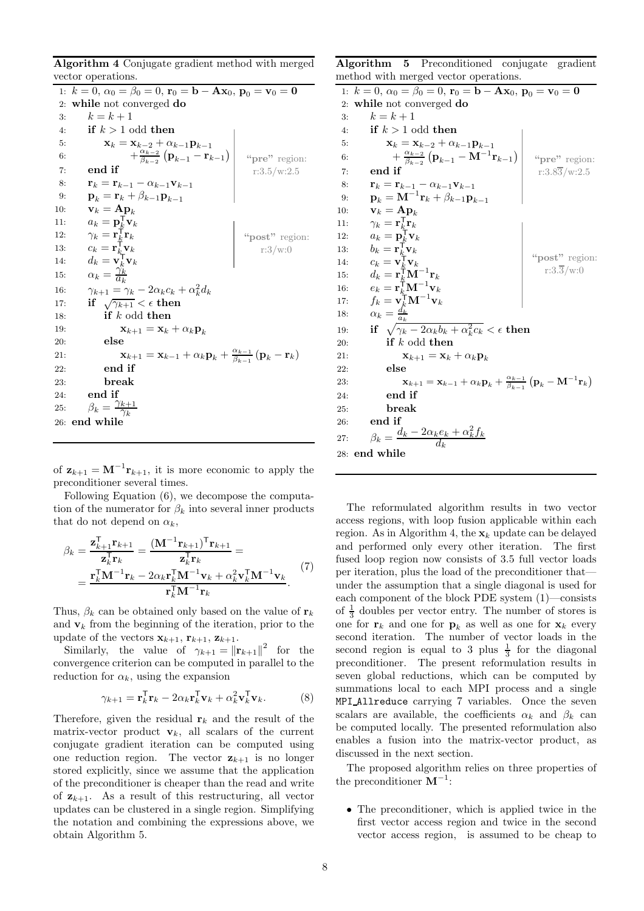**Algorithm 4** Conjugate gradient method with merged vector operations.

```
1: k = 0, α_0 = β_0 = 0, r_0 = b − A x_0, p_0 = v_0 = 0
2: while not converged do
3:     k = k + 1
4:     if k > 1 odd then
5:         x_k = x_{k−2} + α_{k−1} p_{k−1}
6:               + (α_{k−2}/β_{k−2}) (p_{k−1} − r_{k−1})
7:     end if
8:     r_k = r_{k−1} − α_{k−1} v_{k−1}
9:     p_k = r_k + β_{k−1} p_{k−1}
10:    v_k = A p_k
11:    a_k = p_k^T v_k
12:    γ_k = r_k^T r_k
13:    c_k = r_k^T v_k
14:    d_k = v_k^T v_k
15:    α_k = γ_k / a_k
16:    γ_{k+1} = γ_k − 2 α_k c_k + α_k^2 d_k
17:    if sqrt(γ_{k+1}) < ε then
18:        if k odd then
19:            x_{k+1} = x_k + α_k p_k
20:        else
21:            x_{k+1} = x_{k−1} + α_k p_k + (α_{k−1}/β_{k−1}) (p_k − r_k)
22:        end if
23:        break
24:    end if
25:    β_k = γ_{k+1} / γ_k
26: end while
```

"pre" region (lines 4–9): r:3.5/w:2.5

"post" region (lines 11–14): r:3/w:0

**Algorithm 5** Preconditioned conjugate gradient method with merged vector operations.

```
1: k = 0, α_0 = β_0 = 0, r_0 = b − A x_0, p_0 = v_0 = 0
2: while not converged do
3:     k = k + 1
4:     if k > 1 odd then
5:         x_k = x_{k−2} + α_{k−1} p_{k−1}
6:               + (α_{k−2}/β_{k−2}) (p_{k−1} − M^{−1} r_{k−1})
7:     end if
8:     r_k = r_{k−1} − α_{k−1} v_{k−1}
9:     p_k = M^{−1} r_k + β_{k−1} p_{k−1}
10:    v_k = A p_k
11:    γ_k = r_k^T r_k
12:    a_k = p_k^T v_k
13:    b_k = r_k^T v_k
14:    c_k = v_k^T v_k
15:    d_k = r_k^T M^{−1} r_k
16:    e_k = r_k^T M^{−1} v_k
17:    f_k = v_k^T M^{−1} v_k
18:    α_k = d_k / a_k
19:    if sqrt(γ_k − 2 α_k b_k + α_k^2 c_k) < ε then
20:        if k odd then
21:            x_{k+1} = x_k + α_k p_k
22:        else
23:            x_{k+1} = x_{k−1} + α_k p_k + (α_{k−1}/β_{k−1}) (p_k − M^{−1} r_k)
24:        end if
25:        break
26:    end if
27:    β_k = (d_k − 2 α_k e_k + α_k^2 f_k) / d_k
28: end while
```

"pre" region (lines 4–9): r:3.8$\overline{3}$/w:2.5

"post" region (lines 11–17): r:3.$\overline{3}$/w:0

of $\mathbf{z}_{k+1} = \mathbf{M}^{-1}\mathbf{r}_{k+1}$, it is more economic to apply the preconditioner several times.

Following Equation (6), we decompose the computation of the numerator for $\beta_k$ into several inner products that do not depend on $\alpha_k$,

$$
\begin{aligned}
\beta_k &= \frac{\mathbf{z}_{k+1}^\mathsf{T}\mathbf{r}_{k+1}}{\mathbf{z}_k^\mathsf{T}\mathbf{r}_k} = \frac{(\mathbf{M}^{-1}\mathbf{r}_{k+1})^\mathsf{T}\mathbf{r}_{k+1}}{\mathbf{z}_k^\mathsf{T}\mathbf{r}_k} = \\
&= \frac{\mathbf{r}_k^\mathsf{T}\mathbf{M}^{-1}\mathbf{r}_k - 2\alpha_k\mathbf{r}_k^\mathsf{T}\mathbf{M}^{-1}\mathbf{v}_k + \alpha_k^2\mathbf{v}_k^\mathsf{T}\mathbf{M}^{-1}\mathbf{v}_k}{\mathbf{r}_k^\mathsf{T}\mathbf{M}^{-1}\mathbf{r}_k}.
\end{aligned} \tag{7}
$$

Thus, $\beta_k$ can be obtained only based on the value of $\mathbf{r}_k$ and $\mathbf{v}_k$ from the beginning of the iteration, prior to the update of the vectors $\mathbf{x}_{k+1}$, $\mathbf{r}_{k+1}$, $\mathbf{z}_{k+1}$.

Similarly, the value of $\gamma_{k+1} = \|\mathbf{r}_{k+1}\|^2$ for the convergence criterion can be computed in parallel to the reduction for $\alpha_k$, using the expansion

$$
\gamma_{k+1} = \mathbf{r}_k^\mathsf{T}\mathbf{r}_k - 2\alpha_k\mathbf{r}_k^\mathsf{T}\mathbf{v}_k + \alpha_k^2\mathbf{v}_k^\mathsf{T}\mathbf{v}_k. \tag{8}
$$

Therefore, given the residual $\mathbf{r}_k$ and the result of the matrix-vector product $\mathbf{v}_k$, all scalars of the current conjugate gradient iteration can be computed using one reduction region. The vector $\mathbf{z}_{k+1}$ is no longer stored explicitly, since we assume that the application of the preconditioner is cheaper than the read and write of $\mathbf{z}_{k+1}$. As a result of this restructuring, all vector updates can be clustered in a single region. Simplifying the notation and combining the expressions above, we obtain Algorithm 5.

The reformulated algorithm results in two vector access regions, with loop fusion applicable within each region. As in Algorithm 4, the $\mathbf{x}_k$ update can be delayed and performed only every other iteration. The first fused loop region now consists of 3.5 full vector loads per iteration, plus the load of the preconditioner that—under the assumption that a single diagonal is used for each component of the block PDE system (1)—consists of $\frac{1}{3}$ doubles per vector entry. The number of stores is one for $\mathbf{r}_k$ and one for $\mathbf{p}_k$ as well as one for $\mathbf{x}_k$ every second iteration. The number of vector loads in the second region is equal to 3 plus $\frac{1}{3}$ for the diagonal preconditioner. The present reformulation results in seven global reductions, which can be computed by summations local to each MPI process and a single MPI_Allreduce carrying 7 variables. Once the seven scalars are available, the coefficients $\alpha_k$ and $\beta_k$ can be computed locally. The presented reformulation also enables a fusion into the matrix-vector product, as discussed in the next section.

The proposed algorithm relies on three properties of the preconditioner $\mathbf{M}^{-1}$:

- The preconditioner, which is applied twice in the first vector access region and twice in the second vector access region, is assumed to be cheap to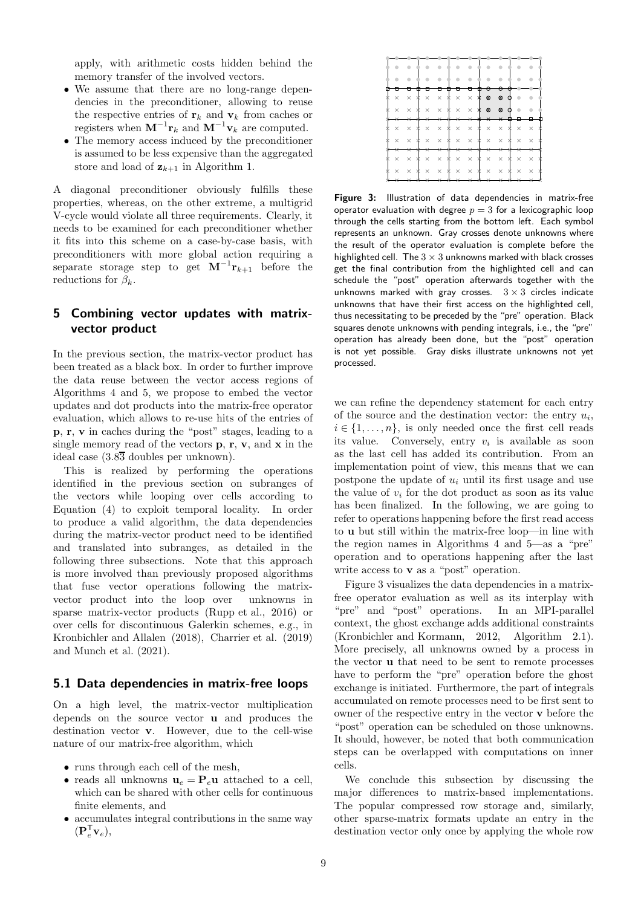apply, with arithmetic costs hidden behind the memory transfer of the involved vectors.

- We assume that there are no long-range dependencies in the preconditioner, allowing to reuse the respective entries of $\mathbf{r}_k$ and $\mathbf{v}_k$ from caches or registers when $\mathbf{M}^{-1}\mathbf{r}_k$ and $\mathbf{M}^{-1}\mathbf{v}_k$ are computed.
- The memory access induced by the preconditioner is assumed to be less expensive than the aggregated store and load of $\mathbf{z}_{k+1}$ in Algorithm 1.

A diagonal preconditioner obviously fulfills these properties, whereas, on the other extreme, a multigrid V-cycle would violate all three requirements. Clearly, it needs to be examined for each preconditioner whether it fits into this scheme on a case-by-case basis, with preconditioners with more global action requiring a separate storage step to get $\mathbf{M}^{-1}\mathbf{r}_{k+1}$ before the reductions for $\beta_k$.

## 5 Combining vector updates with matrix-vector product

In the previous section, the matrix-vector product has been treated as a black box. In order to further improve the data reuse between the vector access regions of Algorithms 4 and 5, we propose to embed the vector updates and dot products into the matrix-free operator evaluation, which allows to re-use hits of the entries of $\mathbf{p}$, $\mathbf{r}$, $\mathbf{v}$ in caches during the "post" stages, leading to a single memory read of the vectors $\mathbf{p}$, $\mathbf{r}$, $\mathbf{v}$, and $\mathbf{x}$ in the ideal case ($3.8\overline{3}$ doubles per unknown).

This is realized by performing the operations identified in the previous section on subranges of the vectors while looping over cells according to Equation (4) to exploit temporal locality. In order to produce a valid algorithm, the data dependencies during the matrix-vector product need to be identified and translated into subranges, as detailed in the following three subsections. Note that this approach is more involved than previously proposed algorithms that fuse vector operations following the matrix-vector product into the loop over unknowns in sparse matrix-vector products (Rupp et al., 2016) or over cells for discontinuous Galerkin schemes, e.g., in Kronbichler and Allalen (2018), Charrier et al. (2019) and Munch et al. (2021).

### 5.1 Data dependencies in matrix-free loops

On a high level, the matrix-vector multiplication depends on the source vector $\mathbf{u}$ and produces the destination vector $\mathbf{v}$. However, due to the cell-wise nature of our matrix-free algorithm, which

- runs through each cell of the mesh,
- reads all unknowns $\mathbf{u}_e = \mathbf{P}_e\mathbf{u}$ attached to a cell, which can be shared with other cells for continuous finite elements, and
- accumulates integral contributions in the same way $(\mathbf{P}_e^{\mathsf{T}}\mathbf{v}_e)$,

**Figure 3:** Illustration of data dependencies in matrix-free operator evaluation with degree $p = 3$ for a lexicographic loop through the cells starting from the bottom left. Each symbol represents an unknown. Gray crosses denote unknowns where the result of the operator evaluation is complete before the highlighted cell. The $3 \times 3$ unknowns marked with black crosses get the final contribution from the highlighted cell and can schedule the "post" operation afterwards together with the unknowns marked with gray crosses. $3 \times 3$ circles indicate unknowns that have their first access on the highlighted cell, thus necessitating to be preceded by the "pre" operation. Black squares denote unknowns with pending integrals, i.e., the "pre" operation has already been done, but the "post" operation is not yet possible. Gray disks illustrate unknowns not yet processed.

we can refine the dependency statement for each entry of the source and the destination vector: the entry $u_i$, $i \in \{1, \ldots, n\}$, is only needed once the first cell reads its value. Conversely, entry $v_i$ is available as soon as the last cell has added its contribution. From an implementation point of view, this means that we can postpone the update of $u_i$ until its first usage and use the value of $v_i$ for the dot product as soon as its value has been finalized. In the following, we are going to refer to operations happening before the first read access to $\mathbf{u}$ but still within the matrix-free loop—in line with the region names in Algorithms 4 and 5—as a "pre" operation and to operations happening after the last write access to $\mathbf{v}$ as a "post" operation.

Figure 3 visualizes the data dependencies in a matrix-free operator evaluation as well as its interplay with "pre" and "post" operations. In an MPI-parallel context, the ghost exchange adds additional constraints (Kronbichler and Kormann, 2012, Algorithm 2.1). More precisely, all unknowns owned by a process in the vector $\mathbf{u}$ that need to be sent to remote processes have to perform the "pre" operation before the ghost exchange is initiated. Furthermore, the part of integrals accumulated on remote processes need to be first sent to owner of the respective entry in the vector $\mathbf{v}$ before the "post" operation can be scheduled on those unknowns. It should, however, be noted that both communication steps can be overlapped with computations on inner cells.

We conclude this subsection by discussing the major differences to matrix-based implementations. The popular compressed row storage and, similarly, other sparse-matrix formats update an entry in the destination vector only once by applying the whole row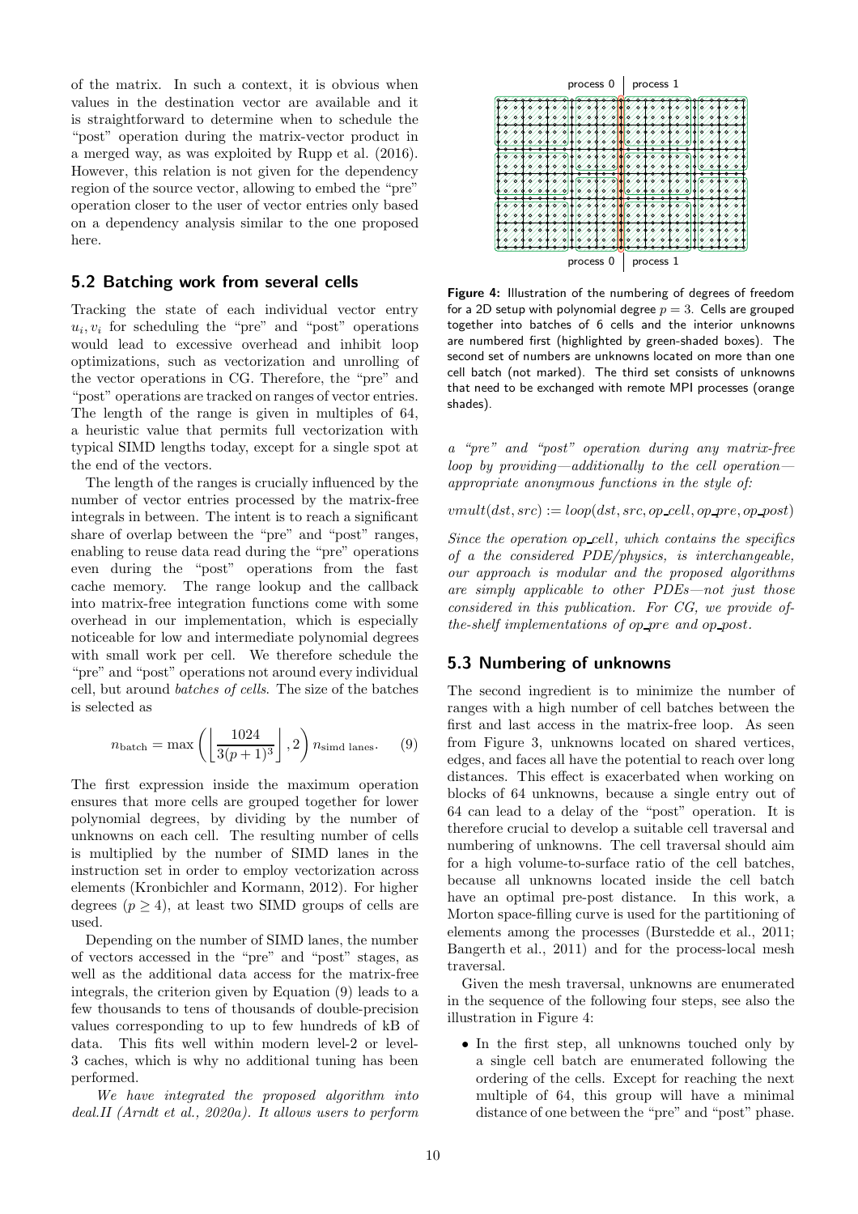of the matrix. In such a context, it is obvious when values in the destination vector are available and it is straightforward to determine when to schedule the "post" operation during the matrix-vector product in a merged way, as was exploited by Rupp et al. (2016). However, this relation is not given for the dependency region of the source vector, allowing to embed the "pre" operation closer to the user of vector entries only based on a dependency analysis similar to the one proposed here.

## 5.2 Batching work from several cells

Tracking the state of each individual vector entry $u_i, v_i$ for scheduling the "pre" and "post" operations would lead to excessive overhead and inhibit loop optimizations, such as vectorization and unrolling of the vector operations in CG. Therefore, the "pre" and "post" operations are tracked on ranges of vector entries. The length of the range is given in multiples of 64, a heuristic value that permits full vectorization with typical SIMD lengths today, except for a single spot at the end of the vectors.

The length of the ranges is crucially influenced by the number of vector entries processed by the matrix-free integrals in between. The intent is to reach a significant share of overlap between the "pre" and "post" ranges, enabling to reuse data read during the "pre" operations even during the "post" operations from the fast cache memory. The range lookup and the callback into matrix-free integration functions come with some overhead in our implementation, which is especially noticeable for low and intermediate polynomial degrees with small work per cell. We therefore schedule the "pre" and "post" operations not around every individual cell, but around *batches of cells*. The size of the batches is selected as

$$n_{\text{batch}} = \max\left(\left\lfloor \frac{1024}{3(p+1)^3} \right\rfloor, 2\right) n_{\text{simd lanes}}. \tag{9}$$

The first expression inside the maximum operation ensures that more cells are grouped together for lower polynomial degrees, dividing by the number of unknowns on each cell. The resulting number of cells is multiplied by the number of SIMD lanes in the instruction set in order to employ vectorization across elements (Kronbichler and Kormann, 2012). For higher degrees ($p \geq 4$), at least two SIMD groups of cells are used.

Depending on the number of SIMD lanes, the number of vectors accessed in the "pre" and "post" stages, as well as the additional data access for the matrix-free integrals, the criterion given by Equation (9) leads to a few thousands to tens of thousands of double-precision values corresponding to up to few hundreds of kB of data. This fits well within modern level-2 or level-3 caches, which is why no additional tuning has been performed.

*We have integrated the proposed algorithm into deal.II (Arndt et al., 2020a). It allows users to perform a "pre" and "post" operation during any matrix-free loop by providing—additionally to the cell operation—appropriate anonymous functions in the style of:*

$$vmult(dst, src) := loop(dst, src, op\_cell, op\_pre, op\_post)$$

*Since the operation op_cell, which contains the specifics of a the considered PDE/physics, is interchangeable, our approach is modular and the proposed algorithms are simply applicable to other PDEs—not just those considered in this publication. For CG, we provide off-the-shelf implementations of op_pre and op_post.*

**Figure 4:** Illustration of the numbering of degrees of freedom for a 2D setup with polynomial degree $p = 3$. Cells are grouped together into batches of 6 cells and the interior unknowns are numbered first (highlighted by green-shaded boxes). The second set of numbers are unknowns located on more than one cell batch (not marked). The third set consists of unknowns that need to be exchanged with remote MPI processes (orange shades).

## 5.3 Numbering of unknowns

The second ingredient is to minimize the number of ranges with a high number of cell batches between the first and last access in the matrix-free loop. As seen from Figure 3, unknowns located on shared vertices, edges, and faces all have the potential to reach over long distances. This effect is exacerbated when working on blocks of 64 unknowns, because a single entry out of 64 can lead to a delay of the "post" operation. It is therefore crucial to develop a suitable cell traversal and numbering of unknowns. The cell traversal should aim for a high volume-to-surface ratio of the cell batches, because all unknowns located inside the cell batch have an optimal pre-post distance. In this work, a Morton space-filling curve is used for the partitioning of elements among the processes (Burstedde et al., 2011; Bangerth et al., 2011) and for the process-local mesh traversal.

Given the mesh traversal, unknowns are enumerated in the sequence of the following four steps, see also the illustration in Figure 4:

- In the first step, all unknowns touched only by a single cell batch are enumerated following the ordering of the cells. Except for reaching the next multiple of 64, this group will have a minimal distance of one between the "pre" and "post" phase.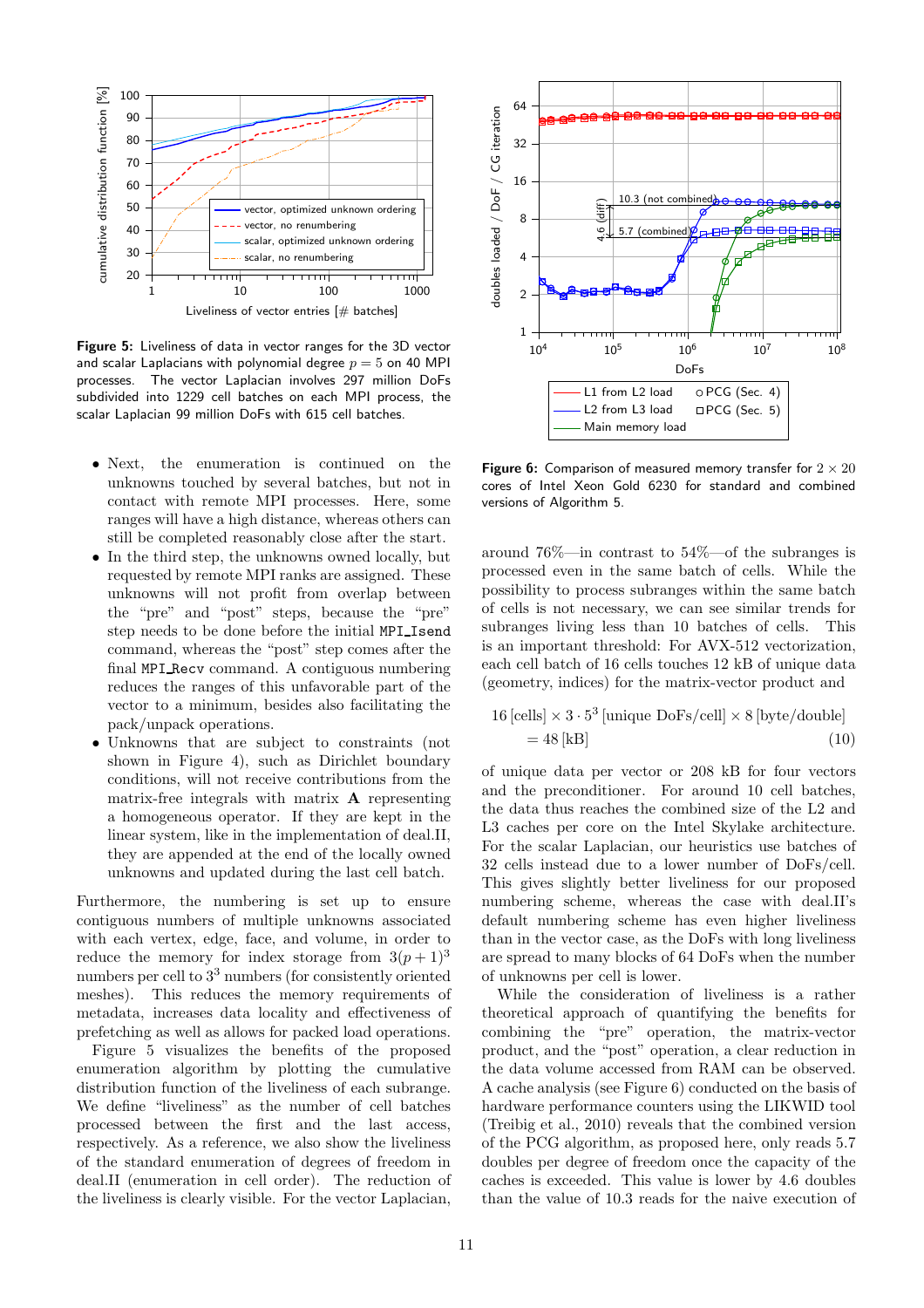**Figure 5:** Liveliness of data in vector ranges for the 3D vector and scalar Laplacians with polynomial degree $p = 5$ on 40 MPI processes. The vector Laplacian involves 297 million DoFs subdivided into 1229 cell batches on each MPI process, the scalar Laplacian 99 million DoFs with 615 cell batches.

- Next, the enumeration is continued on the unknowns touched by several batches, but not in contact with remote MPI processes. Here, some ranges will have a high distance, whereas others can still be completed reasonably close after the start.
- In the third step, the unknowns owned locally, but requested by remote MPI ranks are assigned. These unknowns will not profit from overlap between the "pre" and "post" steps, because the "pre" step needs to be done before the initial `MPI_Isend` command, whereas the "post" step comes after the final `MPI_Recv` command. A contiguous numbering reduces the ranges of this unfavorable part of the vector to a minimum, besides also facilitating the pack/unpack operations.
- Unknowns that are subject to constraints (not shown in Figure 4), such as Dirichlet boundary conditions, will not receive contributions from the matrix-free integrals with matrix $\mathbf{A}$ representing a homogeneous operator. If they are kept in the linear system, like in the implementation of deal.II, they are appended at the end of the locally owned unknowns and updated during the last cell batch.

Furthermore, the numbering is set up to ensure contiguous numbers of multiple unknowns associated with each vertex, edge, face, and volume, in order to reduce the memory for index storage from $3(p+1)^3$ numbers per cell to $3^3$ numbers (for consistently oriented meshes). This reduces the memory requirements of metadata, increases data locality and effectiveness of prefetching as well as allows for packed load operations.

Figure 5 visualizes the benefits of the proposed enumeration algorithm by plotting the cumulative distribution function of the liveliness of each subrange. We define "liveliness" as the number of cell batches processed between the first and the last access, respectively. As a reference, we also show the liveliness of the standard enumeration of degrees of freedom in deal.II (enumeration in cell order). The reduction of the liveliness is clearly visible. For the vector Laplacian, around 76%—in contrast to 54%—of the subranges is processed even in the same batch of cells. While the possibility to process subranges within the same batch of cells is not necessary, we can see similar trends for subranges living less than 10 batches of cells. This is an important threshold: For AVX-512 vectorization, each cell batch of 16 cells touches 12 kB of unique data (geometry, indices) for the matrix-vector product and

$$16\,[\text{cells}] \times 3 \cdot 5^3\,[\text{unique DoFs/cell}] \times 8\,[\text{byte/double}] = 48\,[\text{kB}] \tag{10}$$

of unique data per vector or 208 kB for four vectors and the preconditioner. For around 10 cell batches, the data thus reaches the combined size of the L2 and L3 caches per core on the Intel Skylake architecture. For the scalar Laplacian, our heuristics use batches of 32 cells instead due to a lower number of DoFs/cell. This gives slightly better liveliness for our proposed numbering scheme, whereas the case with deal.II's default numbering scheme has even higher liveliness than in the vector case, as the DoFs with long liveliness are spread to many blocks of 64 DoFs when the number of unknowns per cell is lower.

While the consideration of liveliness is a rather theoretical approach of quantifying the benefits for combining the "pre" operation, the matrix-vector product, and the "post" operation, a clear reduction in the data volume accessed from RAM can be observed. A cache analysis (see Figure 6) conducted on the basis of hardware performance counters using the LIKWID tool (Treibig et al., 2010) reveals that the combined version of the PCG algorithm, as proposed here, only reads 5.7 doubles per degree of freedom once the capacity of the caches is exceeded. This value is lower by 4.6 doubles than the value of 10.3 reads for the naive execution of

**Figure 6:** Comparison of measured memory transfer for $2 \times 20$ cores of Intel Xeon Gold 6230 for standard and combined versions of Algorithm 5.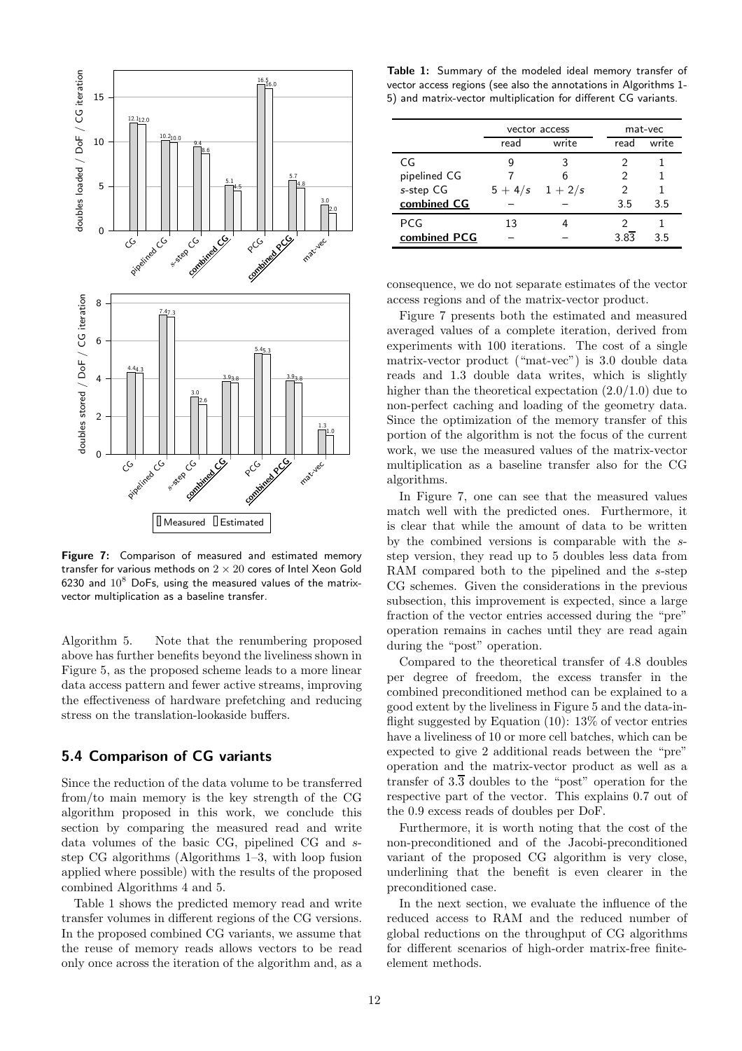**Figure 7:** Comparison of measured and estimated memory transfer for various methods on $2 \times 20$ cores of Intel Xeon Gold 6230 and $10^8$ DoFs, using the measured values of the matrix-vector multiplication as a baseline transfer.

Algorithm 5. Note that the renumbering proposed above has further benefits beyond the liveliness shown in Figure 5, as the proposed scheme leads to a more linear data access pattern and fewer active streams, improving the effectiveness of hardware prefetching and reducing stress on the translation-lookaside buffers.

## 5.4 Comparison of CG variants

Since the reduction of the data volume to be transferred from/to main memory is the key strength of the CG algorithm proposed in this work, we conclude this section by comparing the measured read and write data volumes of the basic CG, pipelined CG and $s$-step CG algorithms (Algorithms 1–3, with loop fusion applied where possible) with the results of the proposed combined Algorithms 4 and 5.

Table 1 shows the predicted memory read and write transfer volumes in different regions of the CG versions. In the proposed combined CG variants, we assume that the reuse of memory reads allows vectors to be read only once across the iteration of the algorithm and, as a consequence, we do not separate estimates of the vector access regions and of the matrix-vector product.

**Table 1:** Summary of the modeled ideal memory transfer of vector access regions (see also the annotations in Algorithms 1-5) and matrix-vector multiplication for different CG variants.

| | vector access | | mat-vec | |
|---|---|---|---|---|
| | read | write | read | write |
| CG | 9 | 3 | 2 | 1 |
| pipelined CG | 7 | 6 | 2 | 1 |
| $s$-step CG | $5 + 4/s$ | $1 + 2/s$ | 2 | 1 |
| **combined CG** | – | – | 3.5 | 3.5 |
| PCG | 13 | 4 | 2 | 1 |
| **combined PCG** | – | – | $3.8\overline{3}$ | 3.5 |

Figure 7 presents both the estimated and measured averaged values of a complete iteration, derived from experiments with 100 iterations. The cost of a single matrix-vector product ("mat-vec") is 3.0 double data reads and 1.3 double data writes, which is slightly higher than the theoretical expectation (2.0/1.0) due to non-perfect caching and loading of the geometry data. Since the optimization of the memory transfer of this portion of the algorithm is not the focus of the current work, we use the measured values of the matrix-vector multiplication as a baseline transfer also for the CG algorithms.

In Figure 7, one can see that the measured values match well with the predicted ones. Furthermore, it is clear that while the amount of data to be written by the combined versions is comparable with the $s$-step version, they read up to 5 doubles less data from RAM compared both to the pipelined and the $s$-step CG schemes. Given the considerations in the previous subsection, this improvement is expected, since a large fraction of the vector entries accessed during the "pre" operation remains in caches until they are read again during the "post" operation.

Compared to the theoretical transfer of 4.8 doubles per degree of freedom, the excess transfer in the combined preconditioned method can be explained to a good extent by the liveliness in Figure 5 and the data-in-flight suggested by Equation (10): 13% of vector entries have a liveliness of 10 or more cell batches, which can be expected to give 2 additional reads between the "pre" operation and the matrix-vector product as well as a transfer of $3.\overline{3}$ doubles to the "post" operation for the respective part of the vector. This explains 0.7 out of the 0.9 excess reads of doubles per DoF.

Furthermore, it is worth noting that the cost of the non-preconditioned and of the Jacobi-preconditioned variant of the proposed CG algorithm is very close, underlining that the benefit is even clearer in the preconditioned case.

In the next section, we evaluate the influence of the reduced access to RAM and the reduced number of global reductions on the throughput of CG algorithms for different scenarios of high-order matrix-free finite-element methods.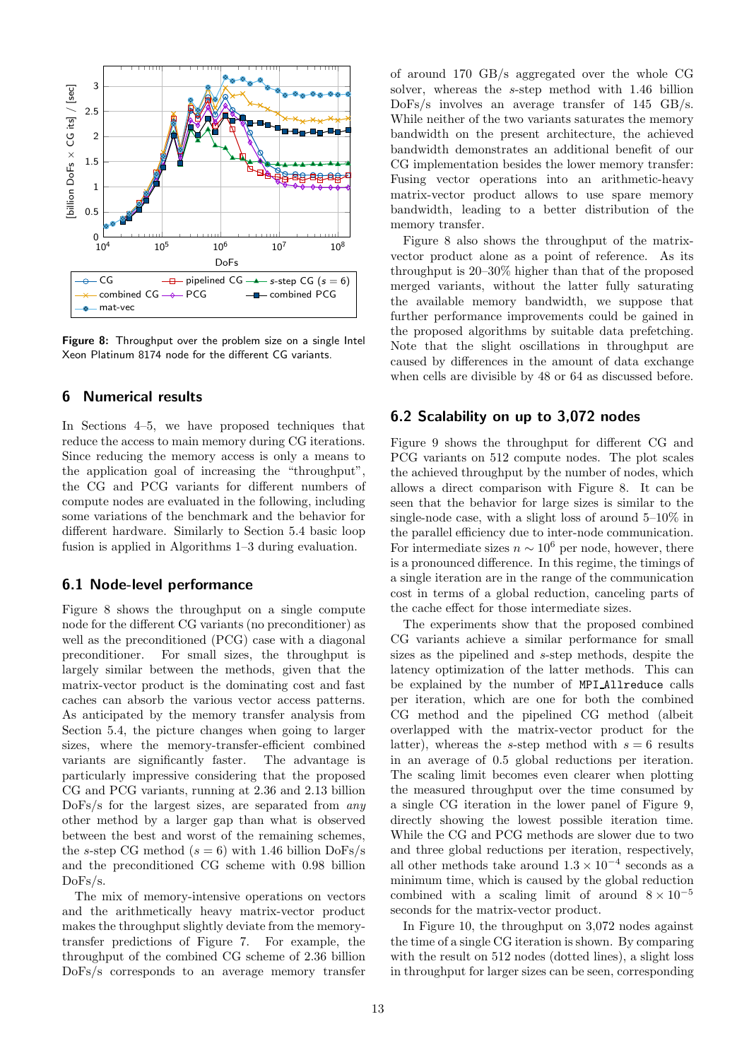Figure 8: Throughput over the problem size on a single Intel Xeon Platinum 8174 node for the different CG variants.

## 6 Numerical results

In Sections 4–5, we have proposed techniques that reduce the access to main memory during CG iterations. Since reducing the memory access is only a means to the application goal of increasing the "throughput", the CG and PCG variants for different numbers of compute nodes are evaluated in the following, including some variations of the benchmark and the behavior for different hardware. Similarly to Section 5.4 basic loop fusion is applied in Algorithms 1–3 during evaluation.

### 6.1 Node-level performance

Figure 8 shows the throughput on a single compute node for the different CG variants (no preconditioner) as well as the preconditioned (PCG) case with a diagonal preconditioner. For small sizes, the throughput is largely similar between the methods, given that the matrix-vector product is the dominating cost and fast caches can absorb the various vector access patterns. As anticipated by the memory transfer analysis from Section 5.4, the picture changes when going to larger sizes, where the memory-transfer-efficient combined variants are significantly faster. The advantage is particularly impressive considering that the proposed CG and PCG variants, running at 2.36 and 2.13 billion DoFs/s for the largest sizes, are separated from *any* other method by a larger gap than what is observed between the best and worst of the remaining schemes, the $s$-step CG method ($s = 6$) with 1.46 billion DoFs/s and the preconditioned CG scheme with 0.98 billion DoFs/s.

The mix of memory-intensive operations on vectors and the arithmetically heavy matrix-vector product makes the throughput slightly deviate from the memory-transfer predictions of Figure 7. For example, the throughput of the combined CG scheme of 2.36 billion DoFs/s corresponds to an average memory transfer of around 170 GB/s aggregated over the whole CG solver, whereas the $s$-step method with 1.46 billion DoFs/s involves an average transfer of 145 GB/s. While neither of the two variants saturates the memory bandwidth on the present architecture, the achieved bandwidth demonstrates an additional benefit of our CG implementation besides the lower memory transfer: Fusing vector operations into an arithmetic-heavy matrix-vector product allows to use spare memory bandwidth, leading to a better distribution of the memory transfer.

Figure 8 also shows the throughput of the matrix-vector product alone as a point of reference. As its throughput is 20–30% higher than that of the proposed merged variants, without the latter fully saturating the available memory bandwidth, we suppose that further performance improvements could be gained in the proposed algorithms by suitable data prefetching. Note that the slight oscillations in throughput are caused by differences in the amount of data exchange when cells are divisible by 48 or 64 as discussed before.

### 6.2 Scalability on up to 3,072 nodes

Figure 9 shows the throughput for different CG and PCG variants on 512 compute nodes. The plot scales the achieved throughput by the number of nodes, which allows a direct comparison with Figure 8. It can be seen that the behavior for large sizes is similar to the single-node case, with a slight loss of around 5–10% in the parallel efficiency due to inter-node communication. For intermediate sizes $n \sim 10^6$ per node, however, there is a pronounced difference. In this regime, the timings of a single iteration are in the range of the communication cost in terms of a global reduction, canceling parts of the cache effect for those intermediate sizes.

The experiments show that the proposed combined CG variants achieve a similar performance for small sizes as the pipelined and $s$-step methods, despite the latency optimization of the latter methods. This can be explained by the number of `MPI_Allreduce` calls per iteration, which are one for both the combined CG method and the pipelined CG method (albeit overlapped with the matrix-vector product for the latter), whereas the $s$-step method with $s = 6$ results in an average of 0.5 global reductions per iteration. The scaling limit becomes even clearer when plotting the measured throughput over the time consumed by a single CG iteration in the lower panel of Figure 9, directly showing the lowest possible iteration time. While the CG and PCG methods are slower due to two and three global reductions per iteration, respectively, all other methods take around $1.3 \times 10^{-4}$ seconds as a minimum time, which is caused by the global reduction combined with a scaling limit of around $8 \times 10^{-5}$ seconds for the matrix-vector product.

In Figure 10, the throughput on 3,072 nodes against the time of a single CG iteration is shown. By comparing with the result on 512 nodes (dotted lines), a slight loss in throughput for larger sizes can be seen, corresponding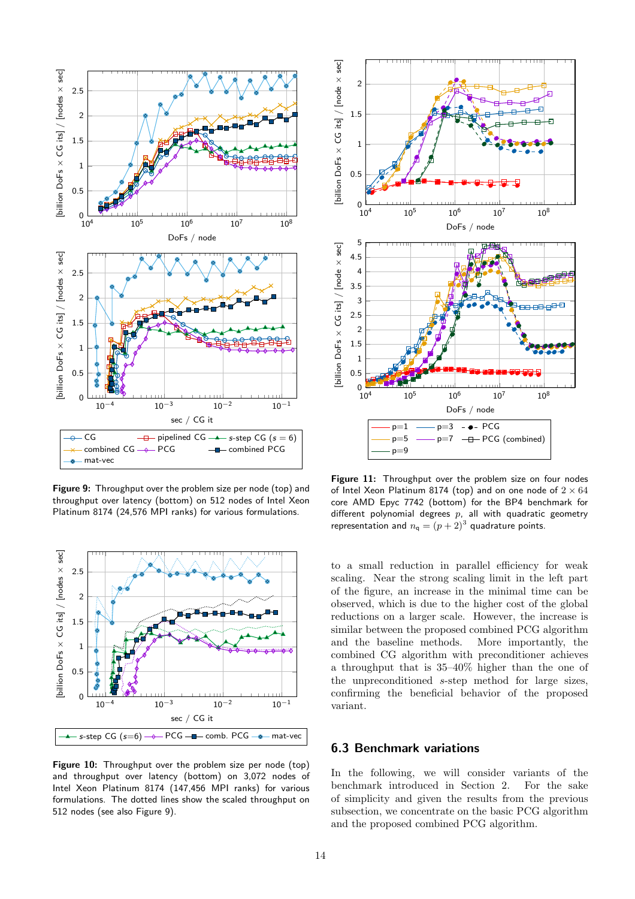**Figure 9:** Throughput over the problem size per node (top) and throughput over latency (bottom) on 512 nodes of Intel Xeon Platinum 8174 (24,576 MPI ranks) for various formulations.

**Figure 10:** Throughput over the problem size per node (top) and throughput over latency (bottom) on 3,072 nodes of Intel Xeon Platinum 8174 (147,456 MPI ranks) for various formulations. The dotted lines show the scaled throughput on 512 nodes (see also Figure 9).

**Figure 11:** Throughput over the problem size on four nodes of Intel Xeon Platinum 8174 (top) and on one node of $2 \times 64$ core AMD Epyc 7742 (bottom) for the BP4 benchmark for different polynomial degrees $p$, all with quadratic geometry representation and $n_q = (p + 2)^3$ quadrature points.

to a small reduction in parallel efficiency for weak scaling. Near the strong scaling limit in the left part of the figure, an increase in the minimal time can be observed, which is due to the higher cost of the global reductions on a larger scale. However, the increase is similar between the proposed combined PCG algorithm and the baseline methods. More importantly, the combined CG algorithm with preconditioner achieves a throughput that is 35–40% higher than the one of the unpreconditioned $s$-step method for large sizes, confirming the beneficial behavior of the proposed variant.

## 6.3 Benchmark variations

In the following, we will consider variants of the benchmark introduced in Section 2. For the sake of simplicity and given the results from the previous subsection, we concentrate on the basic PCG algorithm and the proposed combined PCG algorithm.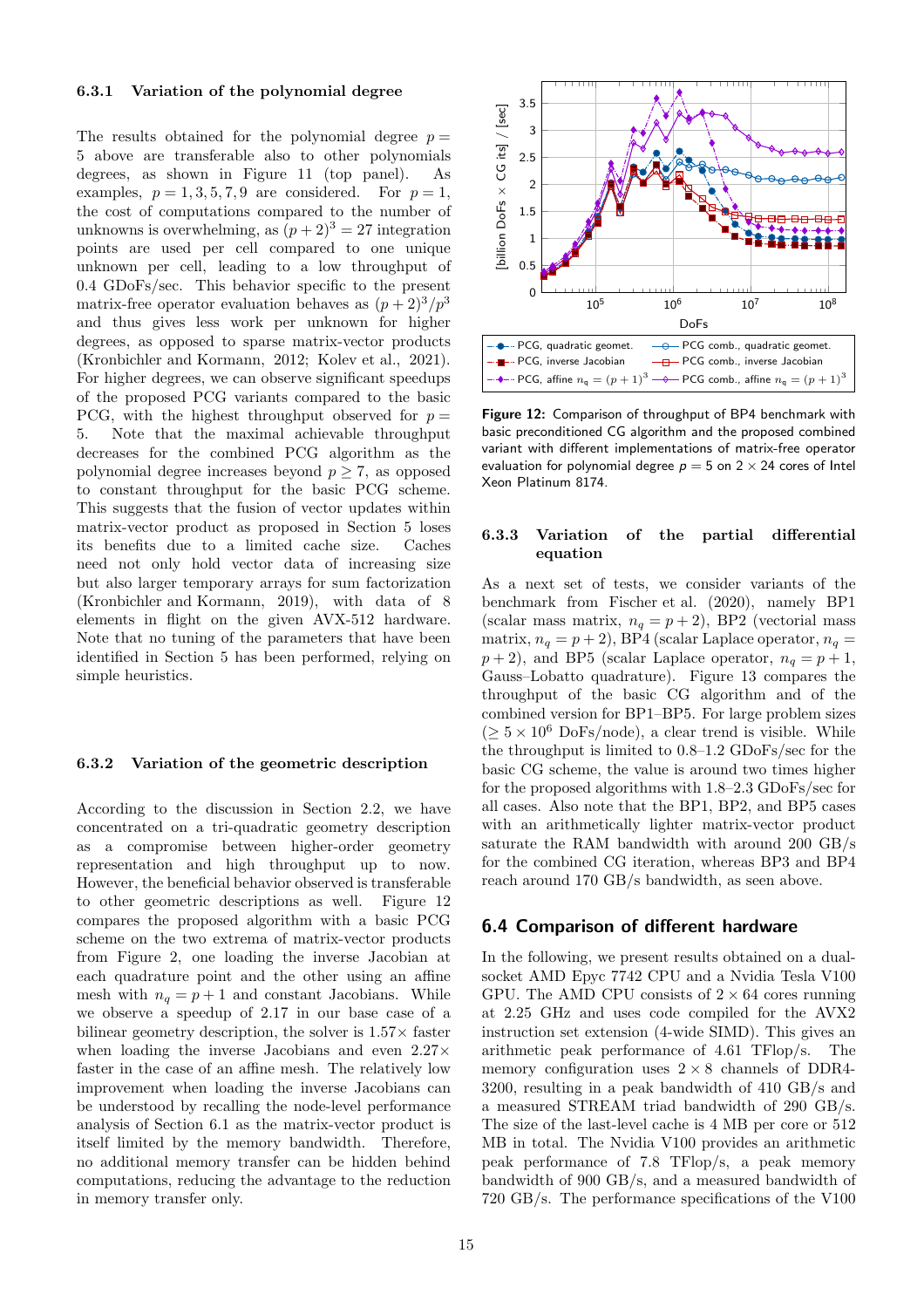#### 6.3.1 Variation of the polynomial degree

The results obtained for the polynomial degree $p = 5$ above are transferable also to other polynomials degrees, as shown in Figure 11 (top panel). As examples, $p = 1, 3, 5, 7, 9$ are considered. For $p = 1$, the cost of computations compared to the number of unknowns is overwhelming, as $(p+2)^3 = 27$ integration points are used per cell compared to one unique unknown per cell, leading to a low throughput of 0.4 GDoFs/sec. This behavior specific to the present matrix-free operator evaluation behaves as $(p+2)^3/p^3$ and thus gives less work per unknown for higher degrees, as opposed to sparse matrix-vector products (Kronbichler and Kormann, 2012; Kolev et al., 2021). For higher degrees, we can observe significant speedups of the proposed PCG variants compared to the basic PCG, with the highest throughput observed for $p = 5$. Note that the maximal achievable throughput decreases for the combined PCG algorithm as the polynomial degree increases beyond $p \geq 7$, as opposed to constant throughput for the basic PCG scheme. This suggests that the fusion of vector updates within matrix-vector product as proposed in Section 5 loses its benefits due to a limited cache size. Caches need not only hold vector data of increasing size but also larger temporary arrays for sum factorization (Kronbichler and Kormann, 2019), with data of 8 elements in flight on the given AVX-512 hardware. Note that no tuning of the parameters that have been identified in Section 5 has been performed, relying on simple heuristics.

#### 6.3.2 Variation of the geometric description

According to the discussion in Section 2.2, we have concentrated on a tri-quadratic geometry description as a compromise between higher-order geometry representation and high throughput up to now. However, the beneficial behavior observed is transferable to other geometric descriptions as well. Figure 12 compares the proposed algorithm with a basic PCG scheme on the two extrema of matrix-vector products from Figure 2, one loading the inverse Jacobian at each quadrature point and the other using an affine mesh with $n_q = p + 1$ and constant Jacobians. While we observe a speedup of 2.17 in our base case of a bilinear geometry description, the solver is 1.57× faster when loading the inverse Jacobians and even 2.27× faster in the case of an affine mesh. The relatively low improvement when loading the inverse Jacobians can be understood by recalling the node-level performance analysis of Section 6.1 as the matrix-vector product is itself limited by the memory bandwidth. Therefore, no additional memory transfer can be hidden behind computations, reducing the advantage to the reduction in memory transfer only.

**Figure 12:** Comparison of throughput of BP4 benchmark with basic preconditioned CG algorithm and the proposed combined variant with different implementations of matrix-free operator evaluation for polynomial degree $p = 5$ on $2 \times 24$ cores of Intel Xeon Platinum 8174.

#### 6.3.3 Variation of the partial differential equation

As a next set of tests, we consider variants of the benchmark from Fischer et al. (2020), namely BP1 (scalar mass matrix, $n_q = p + 2$), BP2 (vectorial mass matrix, $n_q = p + 2$), BP4 (scalar Laplace operator, $n_q = p + 2$), and BP5 (scalar Laplace operator, $n_q = p + 1$, Gauss–Lobatto quadrature). Figure 13 compares the throughput of the basic CG algorithm and of the combined version for BP1–BP5. For large problem sizes ($\geq 5 \times 10^6$ DoFs/node), a clear trend is visible. While the throughput is limited to 0.8–1.2 GDoFs/sec for the basic CG scheme, the value is around two times higher for the proposed algorithms with 1.8–2.3 GDoFs/sec for all cases. Also note that the BP1, BP2, and BP5 cases with an arithmetically lighter matrix-vector product saturate the RAM bandwidth with around 200 GB/s for the combined CG iteration, whereas BP3 and BP4 reach around 170 GB/s bandwidth, as seen above.

### 6.4 Comparison of different hardware

In the following, we present results obtained on a dual-socket AMD Epyc 7742 CPU and a Nvidia Tesla V100 GPU. The AMD CPU consists of $2 \times 64$ cores running at 2.25 GHz and uses code compiled for the AVX2 instruction set extension (4-wide SIMD). This gives an arithmetic peak performance of 4.61 TFlop/s. The memory configuration uses $2 \times 8$ channels of DDR4-3200, resulting in a peak bandwidth of 410 GB/s and a measured STREAM triad bandwidth of 290 GB/s. The size of the last-level cache is 4 MB per core or 512 MB in total. The Nvidia V100 provides an arithmetic peak performance of 7.8 TFlop/s, a peak memory bandwidth of 900 GB/s, and a measured bandwidth of 720 GB/s. The performance specifications of the V100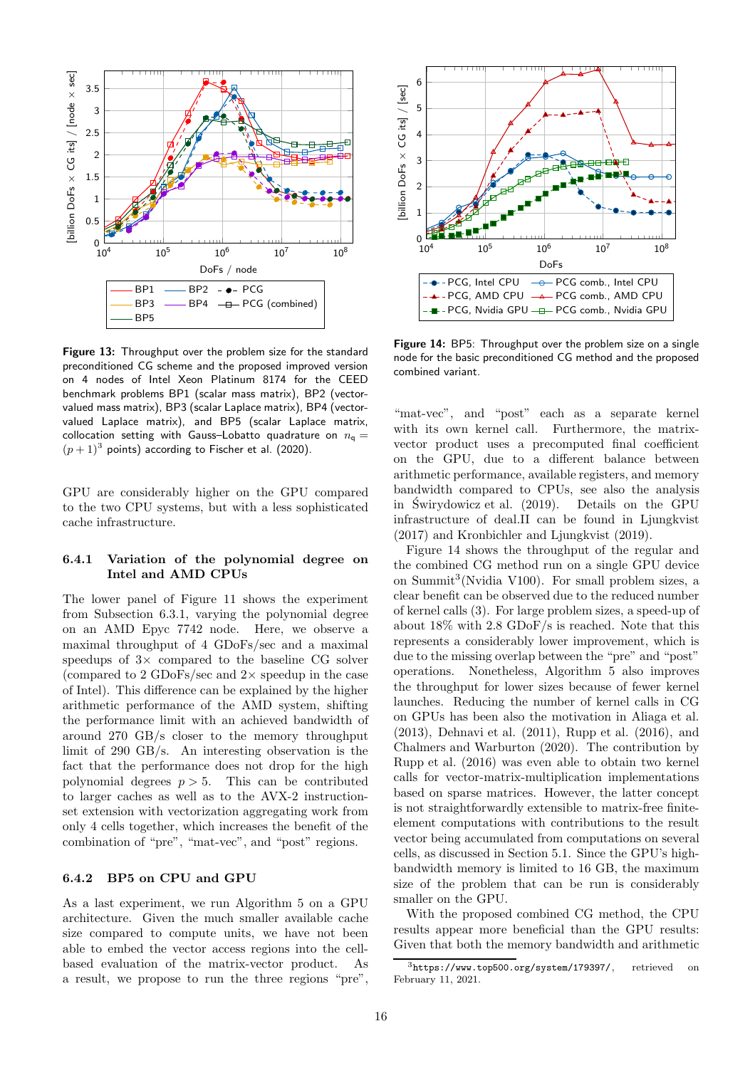**Figure 13:** Throughput over the problem size for the standard preconditioned CG scheme and the proposed improved version on 4 nodes of Intel Xeon Platinum 8174 for the CEED benchmark problems BP1 (scalar mass matrix), BP2 (vector-valued mass matrix), BP3 (scalar Laplace matrix), BP4 (vector-valued Laplace matrix), and BP5 (scalar Laplace matrix, collocation setting with Gauss–Lobatto quadrature on $n_q = (p+1)^3$ points) according to Fischer et al. (2020).

**Figure 14:** BP5: Throughput over the problem size on a single node for the basic preconditioned CG method and the proposed combined variant.

GPU are considerably higher on the GPU compared to the two CPU systems, but with a less sophisticated cache infrastructure.

### 6.4.1 Variation of the polynomial degree on Intel and AMD CPUs

The lower panel of Figure 11 shows the experiment from Subsection 6.3.1, varying the polynomial degree on an AMD Epyc 7742 node. Here, we observe a maximal throughput of 4 GDoFs/sec and a maximal speedups of 3× compared to the baseline CG solver (compared to 2 GDoFs/sec and 2× speedup in the case of Intel). This difference can be explained by the higher arithmetic performance of the AMD system, shifting the performance limit with an achieved bandwidth of around 270 GB/s closer to the memory throughput limit of 290 GB/s. An interesting observation is the fact that the performance does not drop for the high polynomial degrees $p > 5$. This can be contributed to larger caches as well as to the AVX-2 instruction-set extension with vectorization aggregating work from only 4 cells together, which increases the benefit of the combination of "pre", "mat-vec", and "post" regions.

### 6.4.2 BP5 on CPU and GPU

As a last experiment, we run Algorithm 5 on a GPU architecture. Given the much smaller available cache size compared to compute units, we have not been able to embed the vector access regions into the cell-based evaluation of the matrix-vector product. As a result, we propose to run the three regions "pre", "mat-vec", and "post" each as a separate kernel with its own kernel call. Furthermore, the matrix-vector product uses a precomputed final coefficient on the GPU, due to a different balance between arithmetic performance, available registers, and memory bandwidth compared to CPUs, see also the analysis in Świrydowicz et al. (2019). Details on the GPU infrastructure of deal.II can be found in Ljungkvist (2017) and Kronbichler and Ljungkvist (2019).

Figure 14 shows the throughput of the regular and the combined CG method run on a single GPU device on Summit[3] (Nvidia V100). For small problem sizes, a clear benefit can be observed due to the reduced number of kernel calls (3). For large problem sizes, a speed-up of about 18% with 2.8 GDoF/s is reached. Note that this represents a considerably lower improvement, which is due to the missing overlap between the "pre" and "post" operations. Nonetheless, Algorithm 5 also improves the throughput for lower sizes because of fewer kernel launches. Reducing the number of kernel calls in CG on GPUs has been also the motivation in Aliaga et al. (2013), Dehnavi et al. (2011), Rupp et al. (2016), and Chalmers and Warburton (2020). The contribution by Rupp et al. (2016) was even able to obtain two kernel calls for vector-matrix-multiplication implementations based on sparse matrices. However, the latter concept is not straightforwardly extensible to matrix-free finite-element computations with contributions to the result vector being accumulated from computations on several cells, as discussed in Section 5.1. Since the GPU's high-bandwidth memory is limited to 16 GB, the maximum size of the problem that can be run is considerably smaller on the GPU.

With the proposed combined CG method, the CPU results appear more beneficial than the GPU results: Given that both the memory bandwidth and arithmetic

[3] https://www.top500.org/system/179397/, retrieved on February 11, 2021.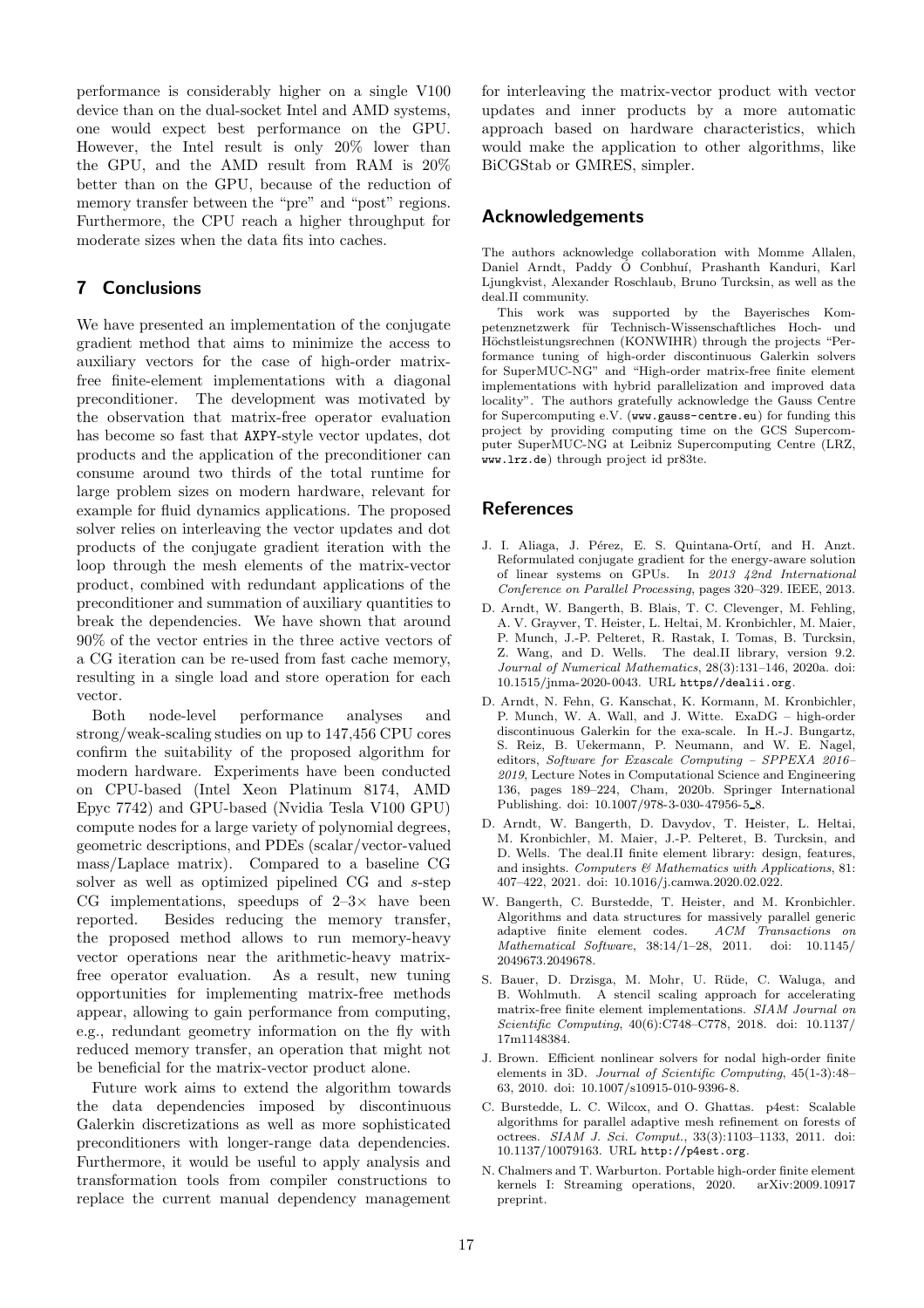performance is considerably higher on a single V100 device than on the dual-socket Intel and AMD systems, one would expect best performance on the GPU. However, the Intel result is only 20% lower than the GPU, and the AMD result from RAM is 20% better than on the GPU, because of the reduction of memory transfer between the "pre" and "post" regions. Furthermore, the CPU reach a higher throughput for moderate sizes when the data fits into caches.

## 7 Conclusions

We have presented an implementation of the conjugate gradient method that aims to minimize the access to auxiliary vectors for the case of high-order matrix-free finite-element implementations with a diagonal preconditioner. The development was motivated by the observation that matrix-free operator evaluation has become so fast that AXPY-style vector updates, dot products and the application of the preconditioner can consume around two thirds of the total runtime for large problem sizes on modern hardware, relevant for example for fluid dynamics applications. The proposed solver relies on interleaving the vector updates and dot products of the conjugate gradient iteration with the loop through the mesh elements of the matrix-vector product, combined with redundant applications of the preconditioner and summation of auxiliary quantities to break the dependencies. We have shown that around 90% of the vector entries in the three active vectors of a CG iteration can be re-used from fast cache memory, resulting in a single load and store operation for each vector.

Both node-level performance analyses and strong/weak-scaling studies on up to 147,456 CPU cores confirm the suitability of the proposed algorithm for modern hardware. Experiments have been conducted on CPU-based (Intel Xeon Platinum 8174, AMD Epyc 7742) and GPU-based (Nvidia Tesla V100 GPU) compute nodes for a large variety of polynomial degrees, geometric descriptions, and PDEs (scalar/vector-valued mass/Laplace matrix). Compared to a baseline CG solver as well as optimized pipelined CG and $s$-step CG implementations, speedups of 2–3× have been reported. Besides reducing the memory transfer, the proposed method allows to run memory-heavy vector operations near the arithmetic-heavy matrix-free operator evaluation. As a result, new tuning opportunities for implementing matrix-free methods appear, allowing to gain performance from computing, e.g., redundant geometry information on the fly with reduced memory transfer, an operation that might not be beneficial for the matrix-vector product alone.

Future work aims to extend the algorithm towards the data dependencies imposed by discontinuous Galerkin discretizations as well as more sophisticated preconditioners with longer-range data dependencies. Furthermore, it would be useful to apply analysis and transformation tools from compiler constructions to replace the current manual dependency management for interleaving the matrix-vector product with vector updates and inner products by a more automatic approach based on hardware characteristics, which would make the application to other algorithms, like BiCGStab or GMRES, simpler.

## Acknowledgements

The authors acknowledge collaboration with Momme Allalen, Daniel Arndt, Paddy Ó Conbhuí, Prashanth Kanduri, Karl Ljungkvist, Alexander Roschlaub, Bruno Turcksin, as well as the deal.II community.

This work was supported by the Bayerisches Kompetenznetzwerk für Technisch-Wissenschaftliches Hoch- und Höchstleistungsrechnen (KONWIHR) through the projects "Performance tuning of high-order discontinuous Galerkin solvers for SuperMUC-NG" and "High-order matrix-free finite element implementations with hybrid parallelization and improved data locality". The authors gratefully acknowledge the Gauss Centre for Supercomputing e.V. (www.gauss-centre.eu) for funding this project by providing computing time on the GCS Supercomputer SuperMUC-NG at Leibniz Supercomputing Centre (LRZ, www.lrz.de) through project id pr83te.

## References

J. I. Aliaga, J. Pérez, E. S. Quintana-Ortí, and H. Anzt. Reformulated conjugate gradient for the energy-aware solution of linear systems on GPUs. In *2013 42nd International Conference on Parallel Processing*, pages 320–329. IEEE, 2013.

D. Arndt, W. Bangerth, B. Blais, T. C. Clevenger, M. Fehling, A. V. Grayver, T. Heister, L. Heltai, M. Kronbichler, M. Maier, P. Munch, J.-P. Pelteret, R. Rastak, I. Tomas, B. Turcksin, Z. Wang, and D. Wells. The deal.II library, version 9.2. *Journal of Numerical Mathematics*, 28(3):131–146, 2020a. doi: 10.1515/jnma-2020-0043. URL https//dealii.org.

D. Arndt, N. Fehn, G. Kanschat, K. Kormann, M. Kronbichler, P. Munch, W. A. Wall, and J. Witte. ExaDG – high-order discontinuous Galerkin for the exa-scale. In H.-J. Bungartz, S. Reiz, B. Uekermann, P. Neumann, and W. E. Nagel, editors, *Software for Exascale Computing – SPPEXA 2016–2019*, Lecture Notes in Computational Science and Engineering 136, pages 189–224, Cham, 2020b. Springer International Publishing. doi: 10.1007/978-3-030-47956-5_8.

D. Arndt, W. Bangerth, D. Davydov, T. Heister, L. Heltai, M. Kronbichler, M. Maier, J.-P. Pelteret, B. Turcksin, and D. Wells. The deal.II finite element library: design, features, and insights. *Computers & Mathematics with Applications*, 81: 407–422, 2021. doi: 10.1016/j.camwa.2020.02.022.

W. Bangerth, C. Burstedde, T. Heister, and M. Kronbichler. Algorithms and data structures for massively parallel generic adaptive finite element codes. *ACM Transactions on Mathematical Software*, 38:14/1–28, 2011. doi: 10.1145/2049673.2049678.

S. Bauer, D. Drzisga, M. Mohr, U. Rüde, C. Waluga, and B. Wohlmuth. A stencil scaling approach for accelerating matrix-free finite element implementations. *SIAM Journal on Scientific Computing*, 40(6):C748–C778, 2018. doi: 10.1137/17m1148384.

J. Brown. Efficient nonlinear solvers for nodal high-order finite elements in 3D. *Journal of Scientific Computing*, 45(1-3):48–63, 2010. doi: 10.1007/s10915-010-9396-8.

C. Burstedde, L. C. Wilcox, and O. Ghattas. p4est: Scalable algorithms for parallel adaptive mesh refinement on forests of octrees. *SIAM J. Sci. Comput.*, 33(3):1103–1133, 2011. doi: 10.1137/100791634. URL http://p4est.org.

N. Chalmers and T. Warburton. Portable high-order finite element kernels I: Streaming operations, 2020. arXiv:2009.10917 preprint.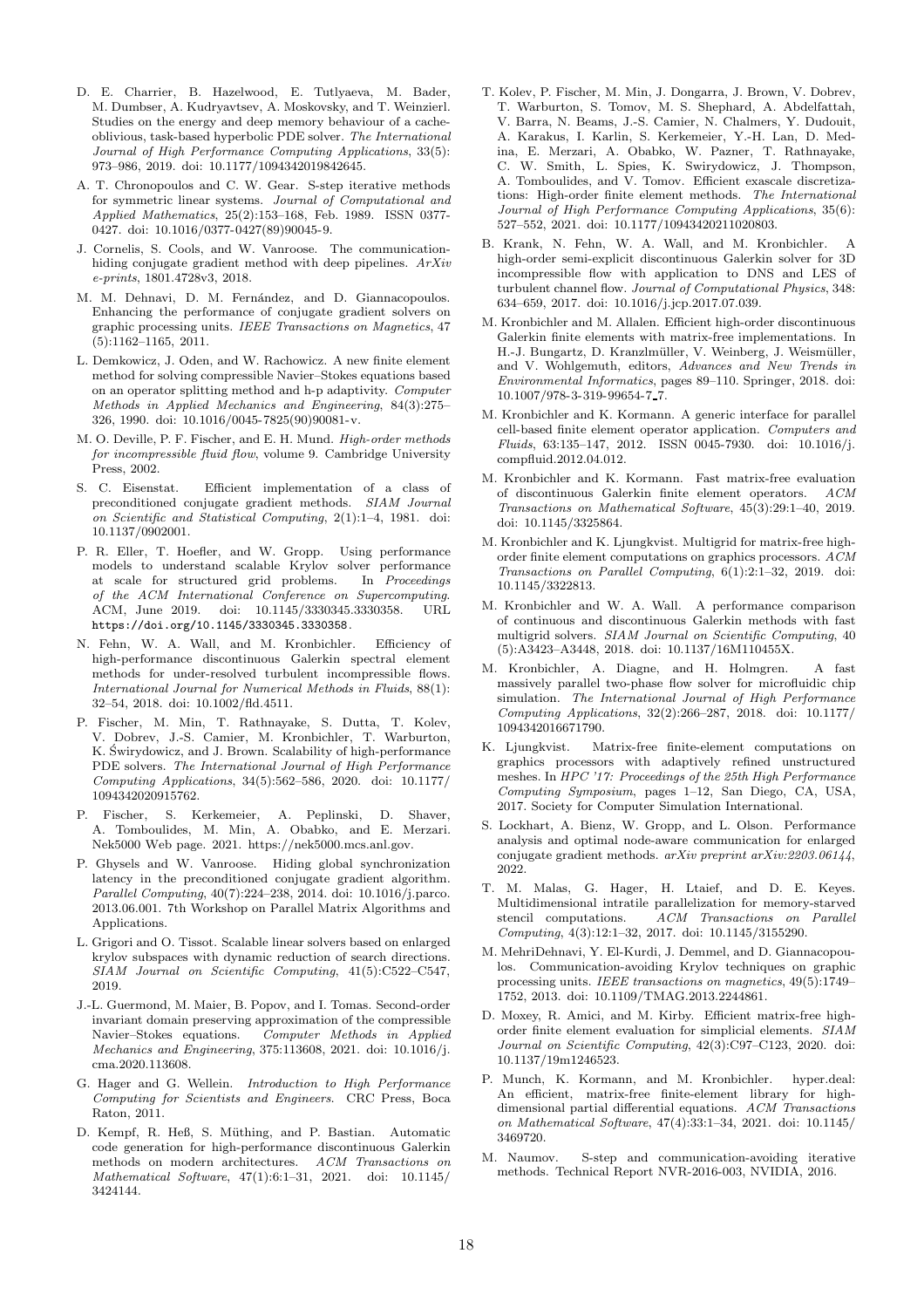D. E. Charrier, B. Hazelwood, E. Tutlyaeva, M. Bader, M. Dumbser, A. Kudryavtsev, A. Moskovsky, and T. Weinzierl. Studies on the energy and deep memory behaviour of a cache-oblivious, task-based hyperbolic PDE solver. *The International Journal of High Performance Computing Applications*, 33(5): 973–986, 2019. doi: 10.1177/1094342019842645.

A. T. Chronopoulos and C. W. Gear. S-step iterative methods for symmetric linear systems. *Journal of Computational and Applied Mathematics*, 25(2):153–168, Feb. 1989. ISSN 0377-0427. doi: 10.1016/0377-0427(89)90045-9.

J. Cornelis, S. Cools, and W. Vanroose. The communication-hiding conjugate gradient method with deep pipelines. *ArXiv e-prints*, 1801.4728v3, 2018.

M. M. Dehnavi, D. M. Fernández, and D. Giannacopoulos. Enhancing the performance of conjugate gradient solvers on graphic processing units. *IEEE Transactions on Magnetics*, 47 (5):1162–1165, 2011.

L. Demkowicz, J. Oden, and W. Rachowicz. A new finite element method for solving compressible Navier–Stokes equations based on an operator splitting method and h-p adaptivity. *Computer Methods in Applied Mechanics and Engineering*, 84(3):275–326, 1990. doi: 10.1016/0045-7825(90)90081-v.

M. O. Deville, P. F. Fischer, and E. H. Mund. *High-order methods for incompressible fluid flow*, volume 9. Cambridge University Press, 2002.

S. C. Eisenstat. Efficient implementation of a class of preconditioned conjugate gradient methods. *SIAM Journal on Scientific and Statistical Computing*, 2(1):1–4, 1981. doi: 10.1137/0902001.

P. R. Eller, T. Hoefler, and W. Gropp. Using performance models to understand scalable Krylov solver performance at scale for structured grid problems. In *Proceedings of the ACM International Conference on Supercomputing*. ACM, June 2019. doi: 10.1145/3330345.3330358. URL https://doi.org/10.1145/3330345.3330358.

N. Fehn, W. A. Wall, and M. Kronbichler. Efficiency of high-performance discontinuous Galerkin spectral element methods for under-resolved turbulent incompressible flows. *International Journal for Numerical Methods in Fluids*, 88(1): 32–54, 2018. doi: 10.1002/fld.4511.

P. Fischer, M. Min, T. Rathnayake, S. Dutta, T. Kolev, V. Dobrev, J.-S. Camier, M. Kronbichler, T. Warburton, K. Świrydowicz, and J. Brown. Scalability of high-performance PDE solvers. *The International Journal of High Performance Computing Applications*, 34(5):562–586, 2020. doi: 10.1177/1094342020915762.

P. Fischer, S. Kerkemeier, A. Peplinski, D. Shaver, A. Tomboulides, M. Min, A. Obabko, and E. Merzari. Nek5000 Web page. 2021. https://nek5000.mcs.anl.gov.

P. Ghysels and W. Vanroose. Hiding global synchronization latency in the preconditioned conjugate gradient algorithm. *Parallel Computing*, 40(7):224–238, 2014. doi: 10.1016/j.parco.2013.06.001. 7th Workshop on Parallel Matrix Algorithms and Applications.

L. Grigori and O. Tissot. Scalable linear solvers based on enlarged krylov subspaces with dynamic reduction of search directions. *SIAM Journal on Scientific Computing*, 41(5):C522–C547, 2019.

J.-L. Guermond, M. Maier, B. Popov, and I. Tomas. Second-order invariant domain preserving approximation of the compressible Navier–Stokes equations. *Computer Methods in Applied Mechanics and Engineering*, 375:113608, 2021. doi: 10.1016/j.cma.2020.113608.

G. Hager and G. Wellein. *Introduction to High Performance Computing for Scientists and Engineers*. CRC Press, Boca Raton, 2011.

D. Kempf, R. Heß, S. Müthing, and P. Bastian. Automatic code generation for high-performance discontinuous Galerkin methods on modern architectures. *ACM Transactions on Mathematical Software*, 47(1):6:1–31, 2021. doi: 10.1145/3424144.

T. Kolev, P. Fischer, M. Min, J. Dongarra, J. Brown, V. Dobrev, T. Warburton, S. Tomov, M. S. Shephard, A. Abdelfattah, V. Barra, N. Beams, J.-S. Camier, N. Chalmers, Y. Dudouit, A. Karakus, I. Karlin, S. Kerkemeier, Y.-H. Lan, D. Medina, E. Merzari, A. Obabko, W. Pazner, T. Rathnayake, C. W. Smith, L. Spies, K. Swirydowicz, J. Thompson, A. Tomboulides, and V. Tomov. Efficient exascale discretizations: High-order finite element methods. *The International Journal of High Performance Computing Applications*, 35(6): 527–552, 2021. doi: 10.1177/10943420211020803.

B. Krank, N. Fehn, W. A. Wall, and M. Kronbichler. A high-order semi-explicit discontinuous Galerkin solver for 3D incompressible flow with application to DNS and LES of turbulent channel flow. *Journal of Computational Physics*, 348: 634–659, 2017. doi: 10.1016/j.jcp.2017.07.039.

M. Kronbichler and M. Allalen. Efficient high-order discontinuous Galerkin finite elements with matrix-free implementations. In H.-J. Bungartz, D. Kranzlmüller, V. Weinberg, J. Weismüller, and V. Wohlgemuth, editors, *Advances and New Trends in Environmental Informatics*, pages 89–110. Springer, 2018. doi: 10.1007/978-3-319-99654-7_7.

M. Kronbichler and K. Kormann. A generic interface for parallel cell-based finite element operator application. *Computers and Fluids*, 63:135–147, 2012. ISSN 0045-7930. doi: 10.1016/j.compfluid.2012.04.012.

M. Kronbichler and K. Kormann. Fast matrix-free evaluation of discontinuous Galerkin finite element operators. *ACM Transactions on Mathematical Software*, 45(3):29:1–40, 2019. doi: 10.1145/3325864.

M. Kronbichler and K. Ljungkvist. Multigrid for matrix-free high-order finite element computations on graphics processors. *ACM Transactions on Parallel Computing*, 6(1):2:1–32, 2019. doi: 10.1145/3322813.

M. Kronbichler and W. A. Wall. A performance comparison of continuous and discontinuous Galerkin methods with fast multigrid solvers. *SIAM Journal on Scientific Computing*, 40 (5):A3423–A3448, 2018. doi: 10.1137/16M110455X.

M. Kronbichler, A. Diagne, and H. Holmgren. A fast massively parallel two-phase flow solver for microfluidic chip simulation. *The International Journal of High Performance Computing Applications*, 32(2):266–287, 2018. doi: 10.1177/1094342016671790.

K. Ljungkvist. Matrix-free finite-element computations on graphics processors with adaptively refined unstructured meshes. In *HPC '17: Proceedings of the 25th High Performance Computing Symposium*, pages 1–12, San Diego, CA, USA, 2017. Society for Computer Simulation International.

S. Lockhart, A. Bienz, W. Gropp, and L. Olson. Performance analysis and optimal node-aware communication for enlarged conjugate gradient methods. *arXiv preprint arXiv:2203.06144*, 2022.

T. M. Malas, G. Hager, H. Ltaief, and D. E. Keyes. Multidimensional intratile parallelization for memory-starved stencil computations. *ACM Transactions on Parallel Computing*, 4(3):12:1–32, 2017. doi: 10.1145/3155290.

M. MehriDehnavi, Y. El-Kurdi, J. Demmel, and D. Giannacopoulos. Communication-avoiding Krylov techniques on graphic processing units. *IEEE transactions on magnetics*, 49(5):1749–1752, 2013. doi: 10.1109/TMAG.2013.2244861.

D. Moxey, R. Amici, and M. Kirby. Efficient matrix-free high-order finite element evaluation for simplicial elements. *SIAM Journal on Scientific Computing*, 42(3):C97–C123, 2020. doi: 10.1137/19m1246523.

P. Munch, K. Kormann, and M. Kronbichler. hyper.deal: An efficient, matrix-free finite-element library for high-dimensional partial differential equations. *ACM Transactions on Mathematical Software*, 47(4):33:1–34, 2021. doi: 10.1145/3469720.

M. Naumov. S-step and communication-avoiding iterative methods. Technical Report NVR-2016-003, NVIDIA, 2016.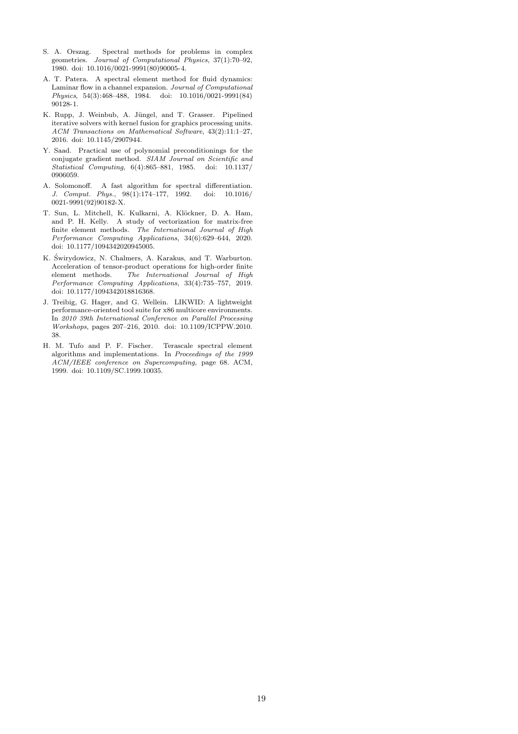S. A. Orszag. Spectral methods for problems in complex geometries. *Journal of Computational Physics*, 37(1):70–92, 1980. doi: 10.1016/0021-9991(80)90005-4.

A. T. Patera. A spectral element method for fluid dynamics: Laminar flow in a channel expansion. *Journal of Computational Physics*, 54(3):468–488, 1984. doi: 10.1016/0021-9991(84)90128-1.

K. Rupp, J. Weinbub, A. Jüngel, and T. Grasser. Pipelined iterative solvers with kernel fusion for graphics processing units. *ACM Transactions on Mathematical Software*, 43(2):11:1–27, 2016. doi: 10.1145/2907944.

Y. Saad. Practical use of polynomial preconditionings for the conjugate gradient method. *SIAM Journal on Scientific and Statistical Computing*, 6(4):865–881, 1985. doi: 10.1137/0906059.

A. Solomonoff. A fast algorithm for spectral differentiation. *J. Comput. Phys.*, 98(1):174–177, 1992. doi: 10.1016/0021-9991(92)90182-X.

T. Sun, L. Mitchell, K. Kulkarni, A. Klöckner, D. A. Ham, and P. H. Kelly. A study of vectorization for matrix-free finite element methods. *The International Journal of High Performance Computing Applications*, 34(6):629–644, 2020. doi: 10.1177/1094342020945005.

K. Świrydowicz, N. Chalmers, A. Karakus, and T. Warburton. Acceleration of tensor-product operations for high-order finite element methods. *The International Journal of High Performance Computing Applications*, 33(4):735–757, 2019. doi: 10.1177/1094342018816368.

J. Treibig, G. Hager, and G. Wellein. LIKWID: A lightweight performance-oriented tool suite for x86 multicore environments. In *2010 39th International Conference on Parallel Processing Workshops*, pages 207–216, 2010. doi: 10.1109/ICPPW.2010.38.

H. M. Tufo and P. F. Fischer. Terascale spectral element algorithms and implementations. In *Proceedings of the 1999 ACM/IEEE conference on Supercomputing*, page 68. ACM, 1999. doi: 10.1109/SC.1999.10035.